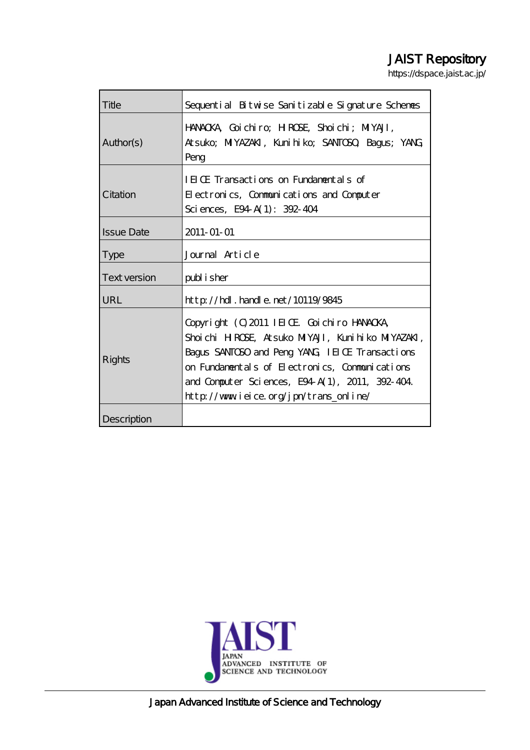JAIST Repository

https://dspace.jaist.ac.jp/

| | |
|---|---|
| Title | Sequential Bitwise Sanitizable Signature Schemes |
| Author(s) | HANAOKA, Goichiro; HIROSE, Shoichi; MIYAJI, Atsuko; MIYAZAKI, Kunihiko; SANTOSO, Bagus; YANG, Peng |
| Citation | IEICE Transactions on Fundamentals of Electronics, Communications and Computer Sciences, E94-A(1): 392-404 |
| Issue Date | 2011-01-01 |
| Type | Journal Article |
| Text version | publisher |
| URL | http://hdl.handle.net/10119/9845 |
| Rights | Copyright (C)2011 IEICE. Goichiro HANAOKA, Shoichi HIROSE, Atsuko MIYAJI, Kunihiko MIYAZAKI, Bagus SANTOSO and Peng YANG, IEICE Transactions on Fundamentals of Electronics, Communications and Computer Sciences, E94-A(1), 2011, 392-404. http://www.ieice.org/jpn/trans_online/ |
| Description | |

JAIST
JAPAN
ADVANCED INSTITUTE OF
SCIENCE AND TECHNOLOGY

Japan Advanced Institute of Science and Technology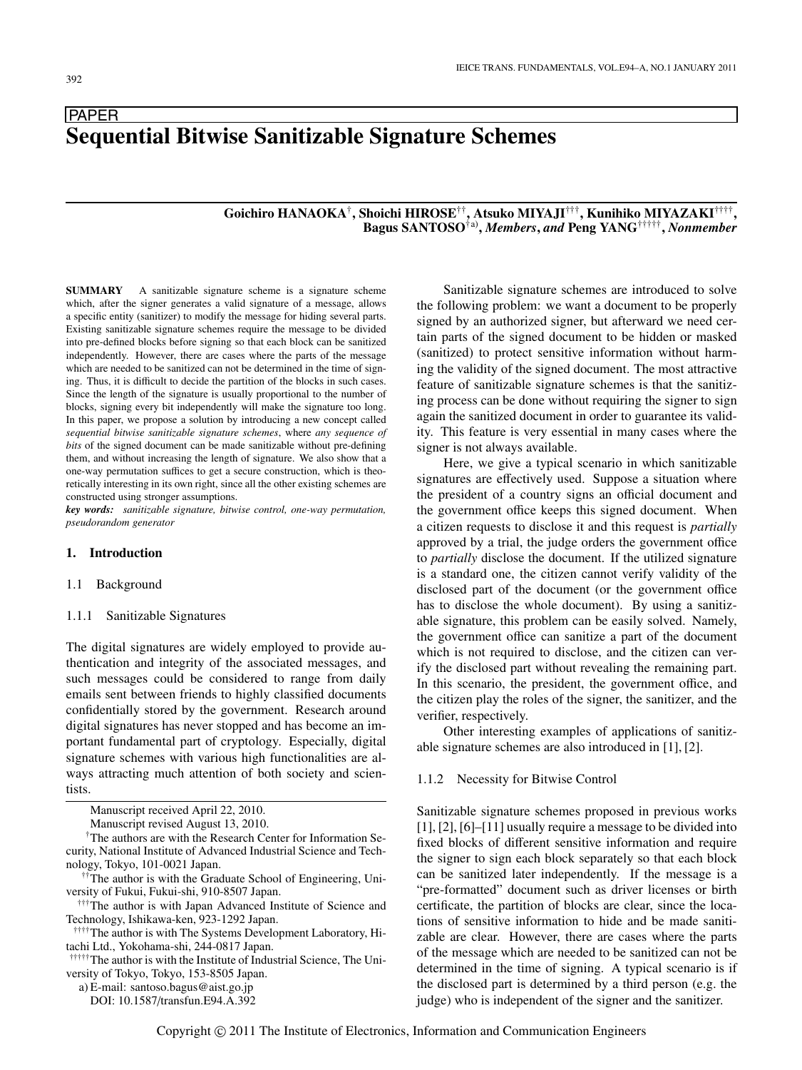PAPER

# Sequential Bitwise Sanitizable Signature Schemes

**Goichiro HANAOKA**[†], **Shoichi HIROSE**[††], **Atsuko MIYAJI**[†††], **Kunihiko MIYAZAKI**[††††], **Bagus SANTOSO**[†a)], ***Members***, ***and*** **Peng YANG**[†††††], ***Nonmember***

**SUMMARY** A sanitizable signature scheme is a signature scheme which, after the signer generates a valid signature of a message, allows a specific entity (sanitizer) to modify the message for hiding several parts. Existing sanitizable signature schemes require the message to be divided into pre-defined blocks before signing so that each block can be sanitized independently. However, there are cases where the parts of the message which are needed to be sanitized can not be determined in the time of signing. Thus, it is difficult to decide the partition of the blocks in such cases. Since the length of the signature is usually proportional to the number of blocks, signing every bit independently will make the signature too long. In this paper, we propose a solution by introducing a new concept called *sequential bitwise sanitizable signature schemes*, where *any sequence of bits* of the signed document can be made sanitizable without pre-defining them, and without increasing the length of signature. We also show that a one-way permutation suffices to get a secure construction, which is theoretically interesting in its own right, since all the other existing schemes are constructed using stronger assumptions.

***key words:*** *sanitizable signature, bitwise control, one-way permutation, pseudorandom generator*

## 1. Introduction

### 1.1 Background

#### 1.1.1 Sanitizable Signatures

The digital signatures are widely employed to provide authentication and integrity of the associated messages, and such messages could be considered to range from daily emails sent between friends to highly classified documents confidentially stored by the government. Research around digital signatures has never stopped and has become an important fundamental part of cryptology. Especially, digital signature schemes with various high functionalities are always attracting much attention of both society and scientists.

Sanitizable signature schemes are introduced to solve the following problem: we want a document to be properly signed by an authorized signer, but afterward we need certain parts of the signed document to be hidden or masked (sanitized) to protect sensitive information without harming the validity of the signed document. The most attractive feature of sanitizable signature schemes is that the sanitizing process can be done without requiring the signer to sign again the sanitized document in order to guarantee its validity. This feature is very essential in many cases where the signer is not always available.

Here, we give a typical scenario in which sanitizable signatures are effectively used. Suppose a situation where the president of a country signs an official document and the government office keeps this signed document. When a citizen requests to disclose it and this request is *partially* approved by a trial, the judge orders the government office to *partially* disclose the document. If the utilized signature is a standard one, the citizen cannot verify validity of the disclosed part of the document (or the government office has to disclose the whole document). By using a sanitizable signature, this problem can be easily solved. Namely, the government office can sanitize a part of the document which is not required to disclose, and the citizen can verify the disclosed part without revealing the remaining part. In this scenario, the president, the government office, and the citizen play the roles of the signer, the sanitizer, and the verifier, respectively.

Other interesting examples of applications of sanitizable signature schemes are also introduced in [1], [2].

#### 1.1.2 Necessity for Bitwise Control

Sanitizable signature schemes proposed in previous works [1], [2], [6]–[11] usually require a message to be divided into fixed blocks of different sensitive information and require the signer to sign each block separately so that each block can be sanitized later independently. If the message is a "pre-formatted" document such as driver licenses or birth certificate, the partition of blocks are clear, since the locations of sensitive information to hide and be made sanitizable are clear. However, there are cases where the parts of the message which are needed to be sanitized can not be determined in the time of signing. A typical scenario is if the disclosed part is determined by a third person (e.g. the judge) who is independent of the signer and the sanitizer.

---

Manuscript received April 22, 2010.

Manuscript revised August 13, 2010.

[†]The authors are with the Research Center for Information Security, National Institute of Advanced Industrial Science and Technology, Tokyo, 101-0021 Japan.

[††]The author is with the Graduate School of Engineering, University of Fukui, Fukui-shi, 910-8507 Japan.

[†††]The author is with Japan Advanced Institute of Science and Technology, Ishikawa-ken, 923-1292 Japan.

[††††]The author is with The Systems Development Laboratory, Hitachi Ltd., Yokohama-shi, 244-0817 Japan.

[†††††]The author is with the Institute of Industrial Science, The University of Tokyo, Tokyo, 153-8505 Japan.

a) E-mail: santoso.bagus@aist.go.jp

DOI: 10.1587/transfun.E94.A.392

Copyright © 2011 The Institute of Electronics, Information and Communication Engineers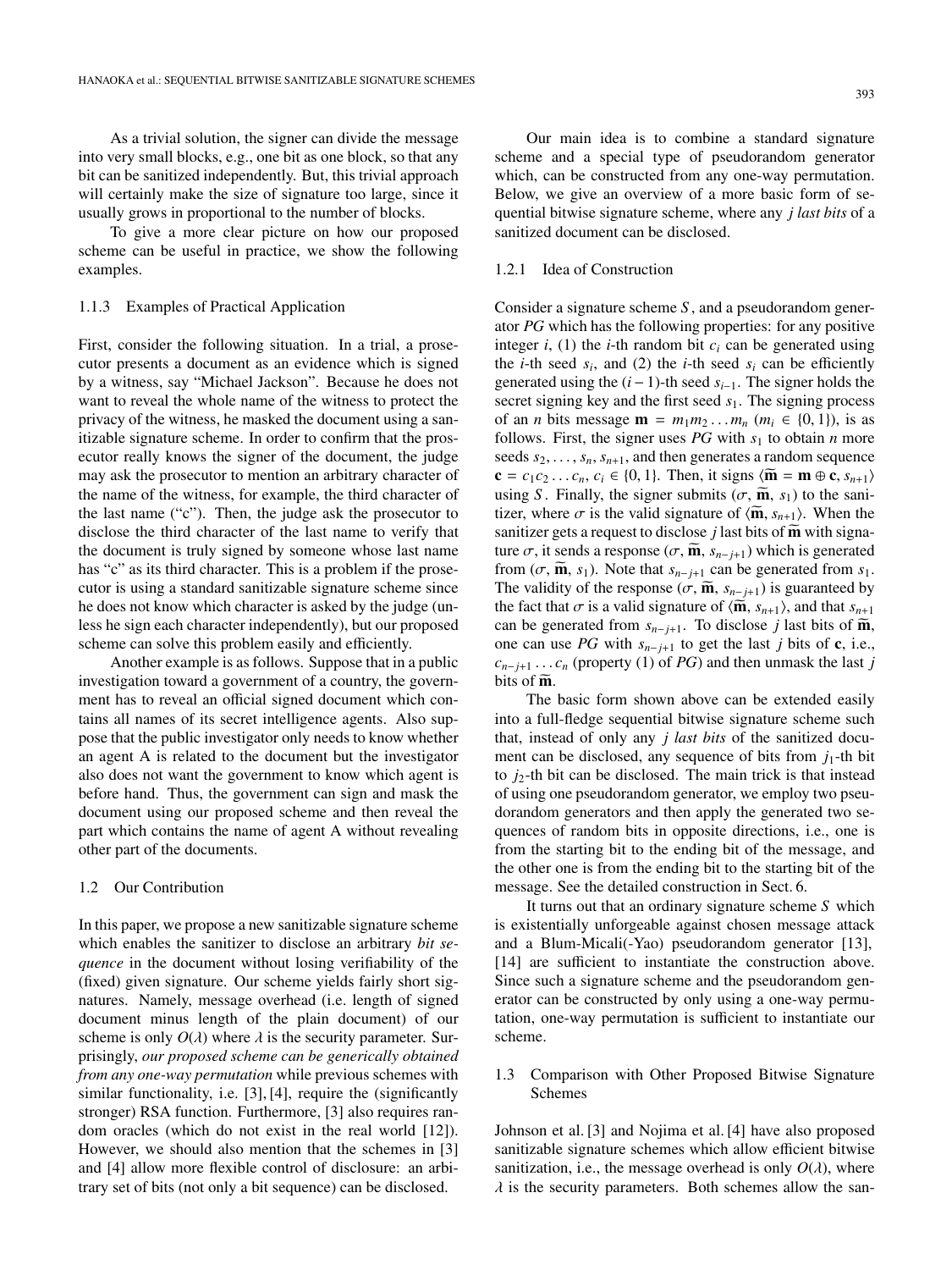As a trivial solution, the signer can divide the message into very small blocks, e.g., one bit as one block, so that any bit can be sanitized independently. But, this trivial approach will certainly make the size of signature too large, since it usually grows in proportional to the number of blocks.

To give a more clear picture on how our proposed scheme can be useful in practice, we show the following examples.

#### 1.1.3 Examples of Practical Application

First, consider the following situation. In a trial, a prosecutor presents a document as an evidence which is signed by a witness, say "Michael Jackson". Because he does not want to reveal the whole name of the witness to protect the privacy of the witness, he masked the document using a sanitizable signature scheme. In order to confirm that the prosecutor really knows the signer of the document, the judge may ask the prosecutor to mention an arbitrary character of the name of the witness, for example, the third character of the last name ("c"). Then, the judge ask the prosecutor to disclose the third character of the last name to verify that the document is truly signed by someone whose last name has "c" as its third character. This is a problem if the prosecutor is using a standard sanitizable signature scheme since he does not know which character is asked by the judge (unless he sign each character independently), but our proposed scheme can solve this problem easily and efficiently.

Another example is as follows. Suppose that in a public investigation toward a government of a country, the government has to reveal an official signed document which contains all names of its secret intelligence agents. Also suppose that the public investigator only needs to know whether an agent A is related to the document but the investigator also does not want the government to know which agent is before hand. Thus, the government can sign and mask the document using our proposed scheme and then reveal the part which contains the name of agent A without revealing other part of the documents.

### 1.2 Our Contribution

In this paper, we propose a new sanitizable signature scheme which enables the sanitizer to disclose an arbitrary *bit sequence* in the document without losing verifiability of the (fixed) given signature. Our scheme yields fairly short signatures. Namely, message overhead (i.e. length of signed document minus length of the plain document) of our scheme is only $O(\lambda)$ where $\lambda$ is the security parameter. Surprisingly, *our proposed scheme can be generically obtained from any one-way permutation* while previous schemes with similar functionality, i.e. [3], [4], require the (significantly stronger) RSA function. Furthermore, [3] also requires random oracles (which do not exist in the real world [12]). However, we should also mention that the schemes in [3] and [4] allow more flexible control of disclosure: an arbitrary set of bits (not only a bit sequence) can be disclosed.

Our main idea is to combine a standard signature scheme and a special type of pseudorandom generator which, can be constructed from any one-way permutation. Below, we give an overview of a more basic form of sequential bitwise signature scheme, where any *j last bits* of a sanitized document can be disclosed.

#### 1.2.1 Idea of Construction

Consider a signature scheme $S$, and a pseudorandom generator $PG$ which has the following properties: for any positive integer $i$, (1) the $i$-th random bit $c_i$ can be generated using the $i$-th seed $s_i$, and (2) the $i$-th seed $s_i$ can be efficiently generated using the $(i-1)$-th seed $s_{i-1}$. The signer holds the secret signing key and the first seed $s_1$. The signing process of an $n$ bits message $\mathbf{m} = m_1 m_2 \ldots m_n$ ($m_i \in \{0, 1\}$), is as follows. First, the signer uses $PG$ with $s_1$ to obtain $n$ more seeds $s_2, \ldots, s_n, s_{n+1}$, and then generates a random sequence $\mathbf{c} = c_1 c_2 \ldots c_n$, $c_i \in \{0, 1\}$. Then, it signs $\langle \widetilde{\mathbf{m}} = \mathbf{m} \oplus \mathbf{c}, s_{n+1} \rangle$ using $S$. Finally, the signer submits $(\sigma, \widetilde{\mathbf{m}}, s_1)$ to the sanitizer, where $\sigma$ is the valid signature of $\langle \widetilde{\mathbf{m}}, s_{n+1} \rangle$. When the sanitizer gets a request to disclose $j$ last bits of $\widetilde{\mathbf{m}}$ with signature $(\sigma, \widetilde{\mathbf{m}}, s_{n-j+1})$ which is generated from $(\sigma, \widetilde{\mathbf{m}}, s_1)$. Note that $s_{n-j+1}$ can be generated from $s_1$. The validity of the response $(\sigma, \widetilde{\mathbf{m}}, s_{n-j+1})$ is guaranteed by the fact that $\sigma$ is a valid signature of $\langle \widetilde{\mathbf{m}}, s_{n+1} \rangle$, and that $s_{n+1}$ can be generated from $s_{n-j+1}$. To disclose $j$ last bits of $\widetilde{\mathbf{m}}$, one can use $PG$ with $s_{n-j+1}$ to get the last $j$ bits of $\mathbf{c}$, i.e., $c_{n-j+1} \ldots c_n$ (property (1) of $PG$) and then unmask the last $j$ bits of $\widetilde{\mathbf{m}}$.

The basic form shown above can be extended easily into a full-fledge sequential bitwise signature scheme such that, instead of only any *j last bits* of the sanitized document can be disclosed, any sequence of bits from $j_1$-th bit to $j_2$-th bit can be disclosed. The main trick is that instead of using one pseudorandom generator, we employ two pseudorandom generators and then apply the generated two sequences of random bits in opposite directions, i.e., one is from the starting bit to the ending bit of the message, and the other one is from the ending bit to the starting bit of the message. See the detailed construction in Sect. 6.

It turns out that an ordinary signature scheme $S$ which is existentially unforgeable against chosen message attack and a Blum-Micali(-Yao) pseudorandom generator [13], [14] are sufficient to instantiate the construction above. Since such a signature scheme and the pseudorandom generator can be constructed by only using a one-way permutation, one-way permutation is sufficient to instantiate our scheme.

### 1.3 Comparison with Other Proposed Bitwise Signature Schemes

Johnson et al. [3] and Nojima et al. [4] have also proposed sanitizable signature schemes which allow efficient bitwise sanitization, i.e., the message overhead is only $O(\lambda)$, where $\lambda$ is the security parameters. Both schemes allow the san-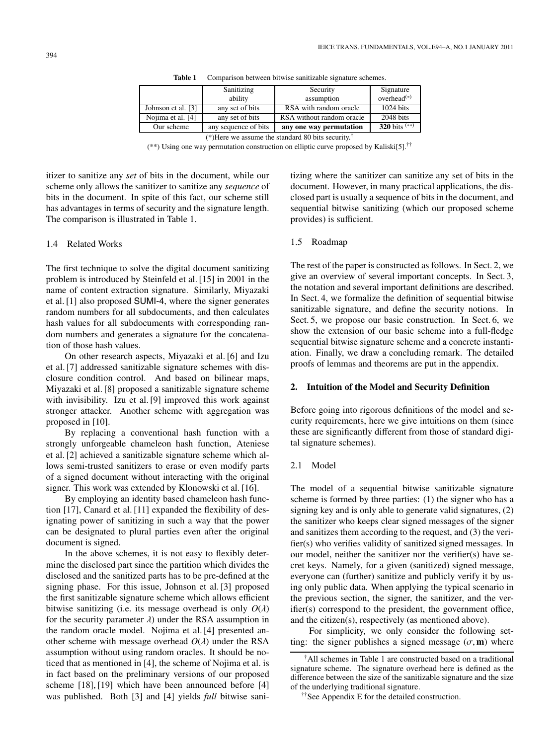**Table 1** Comparison between bitwise sanitizable signature schemes.

| | Sanitizing ability | Security assumption | Signature overhead(*) |
|---|---|---|---|
| Johnson et al. [3] | any set of bits | RSA with random oracle | 1024 bits |
| Nojima et al. [4] | any set of bits | RSA without random oracle | 2048 bits |
| Our scheme | any sequence of bits | **any one way permutation** | **320** bits (**) |

(*)Here we assume the standard 80 bits security.[†]

(**) Using one way permutation construction on elliptic curve proposed by Kaliski[5].[††]

itizer to sanitize any *set* of bits in the document, while our scheme only allows the sanitizer to sanitize any *sequence* of bits in the document. In spite of this fact, our scheme still has advantages in terms of security and the signature length. The comparison is illustrated in Table 1.

### 1.4 Related Works

The first technique to solve the digital document sanitizing problem is introduced by Steinfeld et al. [15] in 2001 in the name of content extraction signature. Similarly, Miyazaki et al. [1] also proposed SUMI-4, where the signer generates random numbers for all subdocuments, and then calculates hash values for all subdocuments with corresponding random numbers and generates a signature for the concatenation of those hash values.

On other research aspects, Miyazaki et al. [6] and Izu et al. [7] addressed sanitizable signature schemes with disclosure condition control. And based on bilinear maps, Miyazaki et al. [8] proposed a sanitizable signature scheme with invisibility. Izu et al. [9] improved this work against stronger attacker. Another scheme with aggregation was proposed in [10].

By replacing a conventional hash function with a strongly unforgeable chameleon hash function, Ateniese et al. [2] achieved a sanitizable signature scheme which allows semi-trusted sanitizers to erase or even modify parts of a signed document without interacting with the original signer. This work was extended by Klonowski et al. [16].

By employing an identity based chameleon hash function [17], Canard et al. [11] expanded the flexibility of designating power of sanitizing in such a way that the power can be designated to plural parties even after the original document is signed.

In the above schemes, it is not easy to flexibly determine the disclosed part since the partition which divides the disclosed and the sanitized parts has to be pre-defined at the signing phase. For this issue, Johnson et al. [3] proposed the first sanitizable signature scheme which allows efficient bitwise sanitizing (i.e. its message overhead is only $O(\lambda)$ for the security parameter $\lambda$) under the RSA assumption in the random oracle model. Nojima et al. [4] presented another scheme with message overhead $O(\lambda)$ under the RSA assumption without using random oracles. It should be noticed that as mentioned in [4], the scheme of Nojima et al. is in fact based on the preliminary versions of our proposed scheme [18], [19] which have been announced before [4] was published. Both [3] and [4] yields *full* bitwise sanitizing where the sanitizer can sanitize any set of bits in the document. However, in many practical applications, the disclosed part is usually a sequence of bits in the document, and sequential bitwise sanitizing (which our proposed scheme provides) is sufficient.

### 1.5 Roadmap

The rest of the paper is constructed as follows. In Sect. 2, we give an overview of several important concepts. In Sect. 3, the notation and several important definitions are described. In Sect. 4, we formalize the definition of sequential bitwise sanitizable signature, and define the security notions. In Sect. 5, we propose our basic construction. In Sect. 6, we show the extension of our basic scheme into a full-fledge sequential bitwise signature scheme and a concrete instantiation. Finally, we draw a concluding remark. The detailed proofs of lemmas and theorems are put in the appendix.

## 2. Intuition of the Model and Security Definition

Before going into rigorous definitions of the model and security requirements, here we give intuitions on them (since these are significantly different from those of standard digital signature schemes).

### 2.1 Model

The model of a sequential bitwise sanitizable signature scheme is formed by three parties: (1) the signer who has a signing key and is only able to generate valid signatures, (2) the sanitizer who keeps clear signed messages of the signer and sanitizes them according to the request, and (3) the verifier(s) who verifies validity of sanitized signed messages. In our model, neither the sanitizer nor the verifier(s) have secret keys. Namely, for a given (sanitized) signed message, everyone can (further) sanitize and publicly verify it by using only public data. When applying the typical scenario in the previous section, the signer, the sanitizer, and the verifier(s) correspond to the president, the government office, and the citizen(s), respectively (as mentioned above).

For simplicity, we only consider the following setting: the signer publishes a signed message $(\sigma, \mathbf{m})$ where

[†]All schemes in Table 1 are constructed based on a traditional signature scheme. The signature overhead here is defined as the difference between the size of the sanitizable signature and the size of the underlying traditional signature.

[††]See Appendix E for the detailed construction.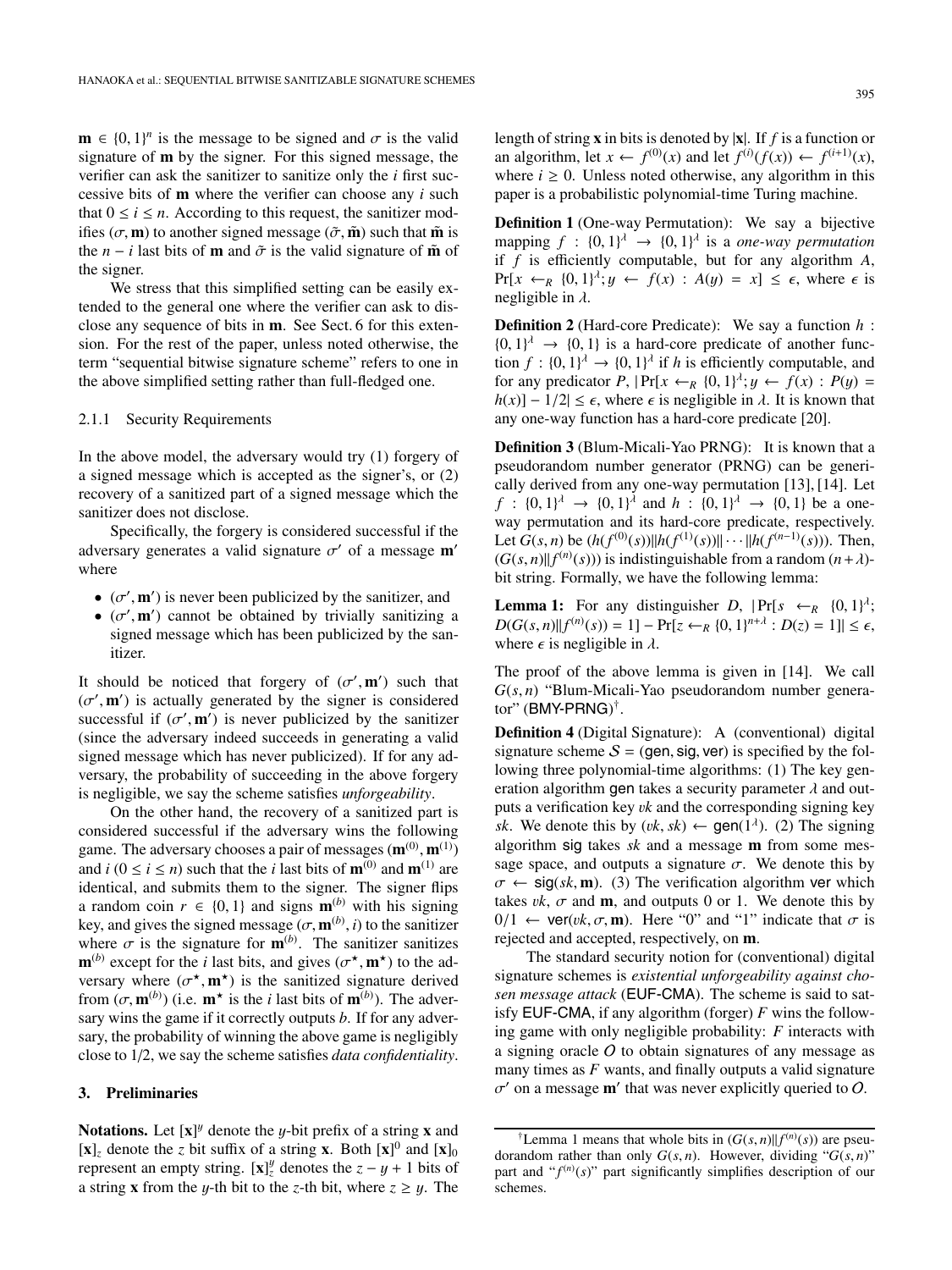$\mathbf{m} \in \{0,1\}^n$ is the message to be signed and $\sigma$ is the valid signature of $\mathbf{m}$ by the signer. For this signed message, the verifier can ask the sanitizer to sanitize only the $i$ first successive bits of $\mathbf{m}$ where the verifier can choose any $i$ such that $0 \leq i \leq n$. According to this request, the sanitizer modifies $(\sigma, \mathbf{m})$ to another signed message $(\tilde{\sigma}, \tilde{\mathbf{m}})$ such that $\tilde{\mathbf{m}}$ is the $n-i$ last bits of $\mathbf{m}$ and $\tilde{\sigma}$ is the valid signature of $\tilde{\mathbf{m}}$ of the signer.

We stress that this simplified setting can be easily extended to the general one where the verifier can ask to disclose any sequence of bits in $\mathbf{m}$. See Sect. 6 for this extension. For the rest of the paper, unless noted otherwise, the term "sequential bitwise signature scheme" refers to one in the above simplified setting rather than full-fledged one.

#### 2.1.1 Security Requirements

In the above model, the adversary would try (1) forgery of a signed message which is accepted as the signer's, or (2) recovery of a sanitized part of a signed message which the sanitizer does not disclose.

Specifically, the forgery is considered successful if the adversary generates a valid signature $\sigma'$ of a message $\mathbf{m}'$ where

- $(\sigma', \mathbf{m}')$ is never been publicized by the sanitizer, and
- $(\sigma', \mathbf{m}')$ cannot be obtained by trivially sanitizing a signed message which has been publicized by the sanitizer.

It should be noticed that forgery of $(\sigma', \mathbf{m}')$ such that $(\sigma', \mathbf{m}')$ is actually generated by the signer is considered successful if $(\sigma', \mathbf{m}')$ is never publicized by the sanitizer (since the adversary indeed succeeds in generating a valid signed message which has never publicized). If for any adversary, the probability of succeeding in the above forgery is negligible, we say the scheme satisfies *unforgeability*.

On the other hand, the recovery of a sanitized part is considered successful if the adversary wins the following game. The adversary chooses a pair of messages $(\mathbf{m}^{(0)}, \mathbf{m}^{(1)})$ and $i$ $(0 \leq i \leq n)$ such that the $i$ last bits of $\mathbf{m}^{(0)}$ and $\mathbf{m}^{(1)}$ are identical, and submits them to the signer. The signer flips a random coin $r \in \{0,1\}$ and signs $\mathbf{m}^{(b)}$ with his signing key, and gives the signed message $(\sigma, \mathbf{m}^{(b)}, i)$ to the sanitizer where $\sigma$ is the signature for $\mathbf{m}^{(b)}$. The sanitizer sanitizes $\mathbf{m}^{(b)}$ except for the $i$ last bits, and gives $(\sigma^\star, \mathbf{m}^\star)$ to the adversary where $(\sigma^\star, \mathbf{m}^\star)$ is the sanitized signature derived from $(\sigma, \mathbf{m}^{(b)})$ (i.e. $\mathbf{m}^\star$ is the $i$ last bits of $\mathbf{m}^{(b)}$). The adversary wins the game if it correctly outputs $b$. If for any adversary, the probability of winning the above game is negligibly close to 1/2, we say the scheme satisfies *data confidentiality*.

## 3. Preliminaries

**Notations.** Let $[\mathbf{x}]^y$ denote the $y$-bit prefix of a string $\mathbf{x}$ and $[\mathbf{x}]_z$ denote the $z$ bit suffix of a string $\mathbf{x}$. Both $[\mathbf{x}]^0$ and $[\mathbf{x}]_0$ represent an empty string. $[\mathbf{x}]^y_z$ denotes the $z-y+1$ bits of a string $\mathbf{x}$ from the $y$-th bit to the $z$-th bit, where $z \geq y$. The length of string $\mathbf{x}$ in bits is denoted by $|\mathbf{x}|$. If $f$ is a function or an algorithm, let $x \leftarrow f^{(0)}(x)$ and let $f^{(i)}(f(x)) \leftarrow f^{(i+1)}(x)$, where $i \geq 0$. Unless noted otherwise, any algorithm in this paper is a probabilistic polynomial-time Turing machine.

**Definition 1** (One-way Permutation): We say a bijective mapping $f : \{0,1\}^\lambda \rightarrow \{0,1\}^\lambda$ is a *one-way permutation* if $f$ is efficiently computable, but for any algorithm $A$, $\Pr[x \leftarrow_R \{0,1\}^\lambda; y \leftarrow f(x) : A(y) = x] \leq \epsilon$, where $\epsilon$ is negligible in $\lambda$.

**Definition 2** (Hard-core Predicate): We say a function $h : \{0,1\}^\lambda \rightarrow \{0,1\}$ is a hard-core predicate of another function $f : \{0,1\}^\lambda \rightarrow \{0,1\}^\lambda$ if $h$ is efficiently computable, and for any predicator $P$, $|\Pr[x \leftarrow_R \{0,1\}^\lambda; y \leftarrow f(x) : P(y) = h(x)] - 1/2| \leq \epsilon$, where $\epsilon$ is negligible in $\lambda$. It is known that any one-way function has a hard-core predicate [20].

**Definition 3** (Blum-Micali-Yao PRNG): It is known that a pseudorandom number generator (PRNG) can be generically derived from any one-way permutation [13], [14]. Let $f : \{0,1\}^\lambda \rightarrow \{0,1\}^\lambda$ and $h : \{0,1\}^\lambda \rightarrow \{0,1\}$ be a one-way permutation and its hard-core predicate, respectively. Let $G(s,n)$ be $(h(f^{(0)}(s)) \| h(f^{(1)}(s)) \| \cdots \| h(f^{(n-1)}(s)))$. Then, $(G(s,n) \| f^{(n)}(s))$ is indistinguishable from a random $(n+\lambda)$-bit string. Formally, we have the following lemma:

**Lemma 1:** For any distinguisher $D$, $|\Pr[s \leftarrow_R \{0,1\}^\lambda; D(G(s,n) \| f^{(n)}(s)) = 1] - \Pr[z \leftarrow_R \{0,1\}^{n+\lambda} : D(z) = 1]| \leq \epsilon$, where $\epsilon$ is negligible in $\lambda$.

The proof of the above lemma is given in [14]. We call $G(s,n)$ "Blum-Micali-Yao pseudorandom number generator" ($\mathsf{BMY}$-$\mathsf{PRNG}$)[†].

**Definition 4** (Digital Signature): A (conventional) digital signature scheme $\mathcal{S} = (\mathsf{gen}, \mathsf{sig}, \mathsf{ver})$ is specified by the following three polynomial-time algorithms: (1) The key generation algorithm $\mathsf{gen}$ takes a security parameter $\lambda$ and outputs a verification key $vk$ and the corresponding signing key $sk$. We denote this by $(vk, sk) \leftarrow \mathsf{gen}(1^\lambda)$. (2) The signing algorithm $\mathsf{sig}$ takes $sk$ and a message $\mathbf{m}$ from some message space, and outputs a signature $\sigma$. We denote this by $\sigma \leftarrow \mathsf{sig}(sk, \mathbf{m})$. (3) The verification algorithm $\mathsf{ver}$ which takes $vk$, $\sigma$ and $\mathbf{m}$, and outputs 0 or 1. We denote this by $0/1 \leftarrow \mathsf{ver}(vk, \sigma, \mathbf{m})$. Here "0" and "1" indicate that $\sigma$ is rejected and accepted, respectively, on $\mathbf{m}$.

The standard security notion for (conventional) digital signature schemes is *existential unforgeability against chosen message attack* ($\mathsf{EUF}$-$\mathsf{CMA}$). The scheme is said to satisfy $\mathsf{EUF}$-$\mathsf{CMA}$, if any algorithm (forger) $F$ wins the following game with only negligible probability: $F$ interacts with a signing oracle $O$ to obtain signatures of any message as many times as $F$ wants, and finally outputs a valid signature $\sigma'$ on a message $\mathbf{m}'$ that was never explicitly queried to $O$.

[†]Lemma 1 means that whole bits in $(G(s,n) \| f^{(n)}(s))$ are pseudorandom rather than only $G(s,n)$. However, dividing "$G(s,n)$" part and "$f^{(n)}(s)$" part significantly simplifies description of our schemes.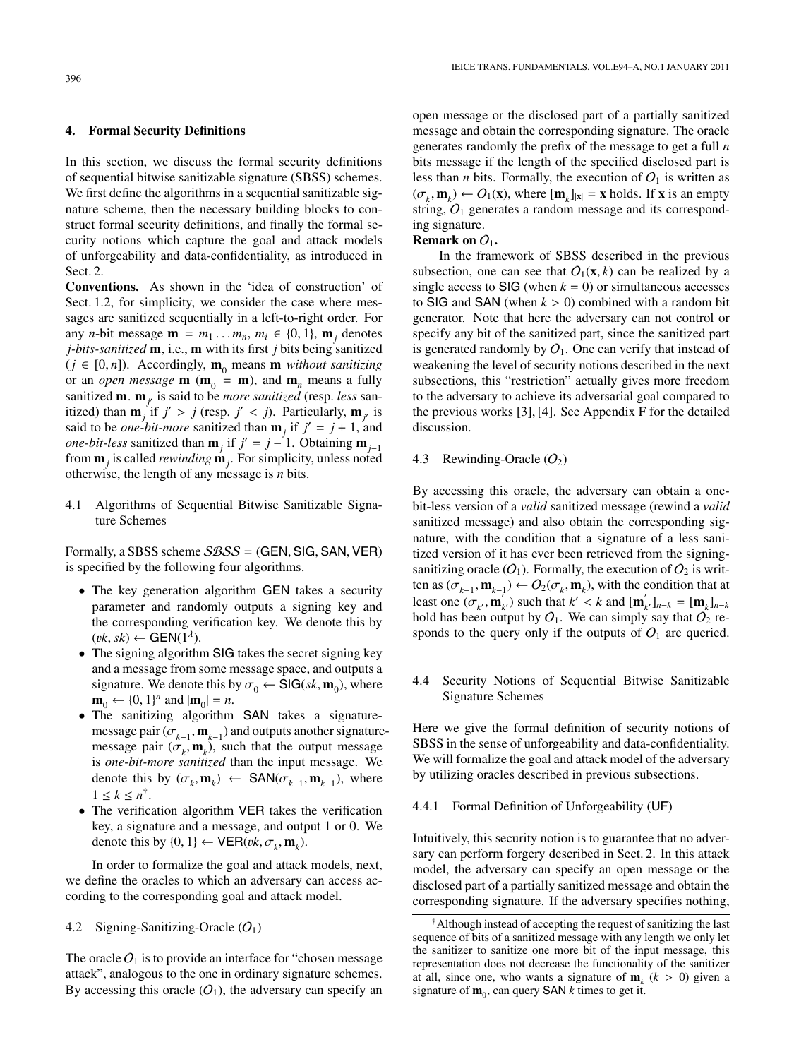## 4. Formal Security Definitions

In this section, we discuss the formal security definitions of sequential bitwise sanitizable signature (SBSS) schemes. We first define the algorithms in a sequential sanitizable signature scheme, then the necessary building blocks to construct formal security definitions, and finally the formal security notions which capture the goal and attack models of unforgeability and data-confidentiality, as introduced in Sect. 2.

**Conventions.** As shown in the 'idea of construction' of Sect. 1.2, for simplicity, we consider the case where messages are sanitized sequentially in a left-to-right order. For any $n$-bit message $\mathbf{m} = m_1 \ldots m_n$, $m_i \in \{0, 1\}$, $\mathbf{m}_j$ denotes *j-bits-sanitized* $\mathbf{m}$, i.e., $\mathbf{m}$ with its first $j$ bits being sanitized ($j \in [0, n]$). Accordingly, $\mathbf{m}_0$ means $\mathbf{m}$ *without sanitizing* or an *open message* $\mathbf{m}$ ($\mathbf{m}_0 = \mathbf{m}$), and $\mathbf{m}_n$ means a fully sanitized $\mathbf{m}$. $\mathbf{m}_{j'}$ is said to be *more sanitized* (resp. *less* sanitized) than $\mathbf{m}_j$ if $j' > j$ (resp. $j' < j$). Particularly, $\mathbf{m}_{j'}$ is said to be *one-bit-more* sanitized than $\mathbf{m}_j$ if $j' = j + 1$, and *one-bit-less* sanitized than $\mathbf{m}_j$ if $j' = j - 1$. Obtaining $\mathbf{m}_{j-1}$ from $\mathbf{m}_j$ is called *rewinding* $\mathbf{m}_j$. For simplicity, unless noted otherwise, the length of any message is $n$ bits.

### 4.1 Algorithms of Sequential Bitwise Sanitizable Signature Schemes

Formally, a SBSS scheme $\mathcal{SBSS} = (\mathsf{GEN}, \mathsf{SIG}, \mathsf{SAN}, \mathsf{VER})$ is specified by the following four algorithms.

- The key generation algorithm $\mathsf{GEN}$ takes a security parameter and randomly outputs a signing key and the corresponding verification key. We denote this by $(vk, sk) \leftarrow \mathsf{GEN}(1^{\lambda})$.
- The signing algorithm $\mathsf{SIG}$ takes the secret signing key and a message from some message space, and outputs a signature. We denote this by $\sigma_0 \leftarrow \mathsf{SIG}(sk, \mathbf{m}_0)$, where $\mathbf{m}_0 \leftarrow \{0, 1\}^n$ and $|\mathbf{m}_0| = n$.
- The sanitizing algorithm $\mathsf{SAN}$ takes a signature-message pair $(\sigma_{k-1}, \mathbf{m}_{k-1})$ and outputs another signature-message pair $(\sigma_k, \mathbf{m}_k)$, such that the output message is *one-bit-more sanitized* than the input message. We denote this by $(\sigma_k, \mathbf{m}_k) \leftarrow \mathsf{SAN}(\sigma_{k-1}, \mathbf{m}_{k-1})$, where $1 \leq k \leq n$[†].
- The verification algorithm $\mathsf{VER}$ takes the verification key, a signature and a message, and output 1 or 0. We denote this by $\{0, 1\} \leftarrow \mathsf{VER}(vk, \sigma_k, \mathbf{m}_k)$.

In order to formalize the goal and attack models, next, we define the oracles to which an adversary can access according to the corresponding goal and attack model.

### 4.2 Signing-Sanitizing-Oracle ($O_1$)

The oracle $O_1$ is to provide an interface for "chosen message attack", analogous to the one in ordinary signature schemes. By accessing this oracle ($O_1$), the adversary can specify an open message or the disclosed part of a partially sanitized message and obtain the corresponding signature. The oracle generates randomly the prefix of the message to get a full $n$ bits message if the length of the specified disclosed part is less than $n$ bits. Formally, the execution of $O_1$ is written as $(\sigma_k, \mathbf{m}_k) \leftarrow O_1(\mathbf{x})$, where $[\mathbf{m}_k]_{|\mathbf{x}|} = \mathbf{x}$ holds. If $\mathbf{x}$ is an empty string, $O_1$ generates a random message and its corresponding signature.

**Remark on $O_1$.**

In the framework of SBSS described in the previous subsection, one can see that $O_1(\mathbf{x}, k)$ can be realized by a single access to $\mathsf{SIG}$ (when $k = 0$) or simultaneous accesses to $\mathsf{SIG}$ and $\mathsf{SAN}$ (when $k > 0$) combined with a random bit generator. Note that here the adversary can not control or specify any bit of the sanitized part, since the sanitized part is generated randomly by $O_1$. One can verify that instead of weakening the level of security notions described in the next subsections, this "restriction" actually gives more freedom to the adversary to achieve its adversarial goal compared to the previous works [3], [4]. See Appendix F for the detailed discussion.

### 4.3 Rewinding-Oracle ($O_2$)

By accessing this oracle, the adversary can obtain a one-bit-less version of a *valid* sanitized message (rewind a *valid* sanitized message) and also obtain the corresponding signature, with the condition that a signature of a less sanitized version of it has ever been retrieved from the signing-sanitizing oracle ($O_1$). Formally, the execution of $O_2$ is written as $(\sigma_{k-1}, \mathbf{m}_{k-1}) \leftarrow O_2(\sigma_k, \mathbf{m}_k)$, with the condition that at least one $(\sigma_{k'}, \mathbf{m}'_{k'})$ such that $k' < k$ and $[\mathbf{m}'_{k'}]_{n-k} = [\mathbf{m}_k]_{n-k}$ hold has been output by $O_1$. We can simply say that $O_2$ responds to the query only if the outputs of $O_1$ are queried.

### 4.4 Security Notions of Sequential Bitwise Sanitizable Signature Schemes

Here we give the formal definition of security notions of SBSS in the sense of unforgeability and data-confidentiality. We will formalize the goal and attack model of the adversary by utilizing oracles described in previous subsections.

#### 4.4.1 Formal Definition of Unforgeability (UF)

Intuitively, this security notion is to guarantee that no adversary can perform forgery described in Sect. 2. In this attack model, the adversary can specify an open message or the disclosed part of a partially sanitized message and obtain the corresponding signature. If the adversary specifies nothing,

[†]Although instead of accepting the request of sanitizing the last sequence of bits of a sanitized message with any length we only let the sanitizer to sanitize one more bit of the input message, this representation does not decrease the functionality of the sanitizer at all, since one, who wants a signature of $\mathbf{m}_k$ ($k > 0$) given a signature of $\mathbf{m}_0$, can query $\mathsf{SAN}$ $k$ times to get it.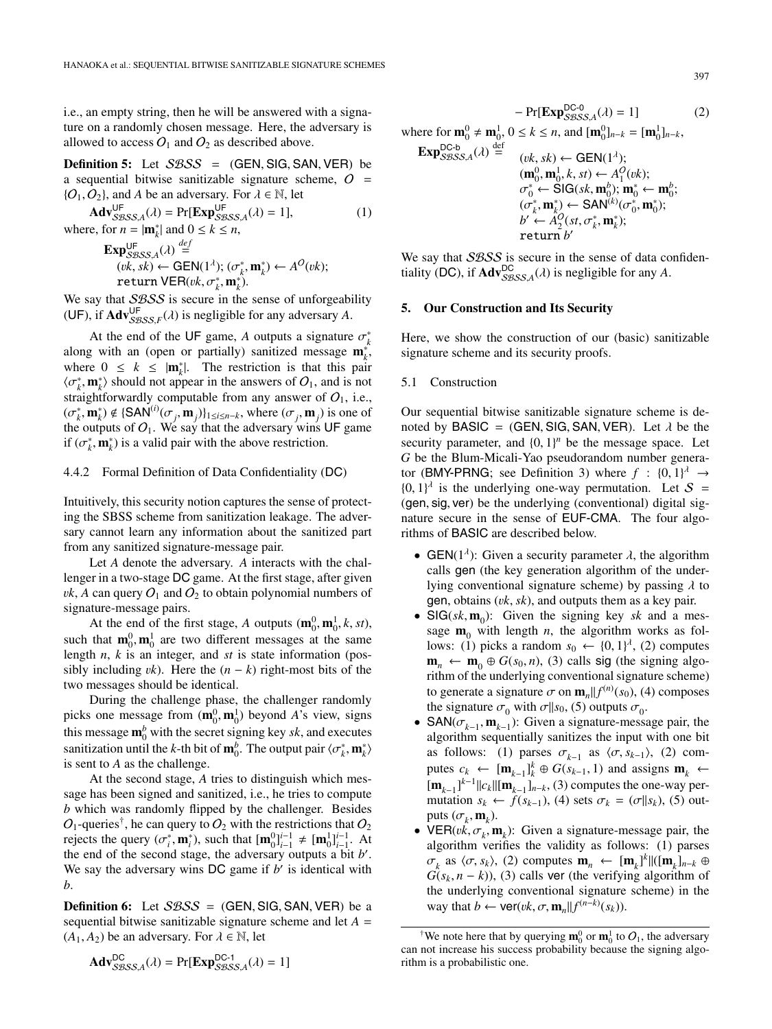i.e., an empty string, then he will be answered with a signature on a randomly chosen message. Here, the adversary is allowed to access $O_1$ and $O_2$ as described above.

**Definition 5:** Let $\mathcal{SBSS}$ = (GEN, SIG, SAN, VER) be a sequential bitwise sanitizable signature scheme, $O = \{O_1, O_2\}$, and $A$ be an adversary. For $\lambda \in \mathbb{N}$, let

$$\mathbf{Adv}^{\mathsf{UF}}_{\mathcal{SBSS},A}(\lambda) = \Pr[\mathbf{Exp}^{\mathsf{UF}}_{\mathcal{SBSS},A}(\lambda) = 1], \quad (1)$$

where, for $n = |\mathbf{m}^*_k|$ and $0 \le k \le n$,

$$\begin{aligned}&\mathbf{Exp}^{\mathsf{UF}}_{\mathcal{SBSS},A}(\lambda) \stackrel{def}{=}\\ &\quad (vk, sk) \leftarrow \mathsf{GEN}(1^\lambda);\ (\sigma^*_k, \mathbf{m}^*_k) \leftarrow A^{O}(vk);\\ &\quad \texttt{return}\ \mathsf{VER}(vk, \sigma^*_k, \mathbf{m}^*_k).\end{aligned}$$

We say that $\mathcal{SBSS}$ is secure in the sense of unforgeability (UF), if $\mathbf{Adv}^{\mathsf{UF}}_{\mathcal{SBSS},F}(\lambda)$ is negligible for any adversary $A$.

At the end of the UF game, $A$ outputs a signature $\sigma^*_k$ along with an (open or partially) sanitized message $\mathbf{m}^*_k$, where $0 \le k \le |\mathbf{m}^*_k|$. The restriction is that this pair $\langle\sigma^*_k, \mathbf{m}^*_k\rangle$ should not appear in the answers of $O_1$, and is not straightforwardly computable from any answer of $O_1$, i.e., $(\sigma^*_k, \mathbf{m}^*_k) \notin \{\mathsf{SAN}^{(i)}(\sigma_j, \mathbf{m}_j)\}_{1\le i\le n-k}$, where $(\sigma_j, \mathbf{m}_j)$ is one of the outputs of $O_1$. We say that the adversary wins UF game if $(\sigma^*_k, \mathbf{m}^*_k)$ is a valid pair with the above restriction.

#### 4.4.2 Formal Definition of Data Confidentiality (DC)

Intuitively, this security notion captures the sense of protecting the SBSS scheme from sanitization leakage. The adversary cannot learn any information about the sanitized part from any sanitized signature-message pair.

Let $A$ denote the adversary. $A$ interacts with the challenger in a two-stage DC game. At the first stage, after given $vk$, $A$ can query $O_1$ and $O_2$ to obtain polynomial numbers of signature-message pairs.

At the end of the first stage, $A$ outputs $(\mathbf{m}^0_0, \mathbf{m}^1_0, k, st)$, such that $\mathbf{m}^0_0, \mathbf{m}^1_0$ are two different messages at the same length $n$, $k$ is an integer, and $st$ is state information (possibly including $vk$). Here the $(n-k)$ right-most bits of the two messages should be identical.

During the challenge phase, the challenger randomly picks one message from $(\mathbf{m}^0_0, \mathbf{m}^1_0)$ beyond $A$'s view, signs this message $\mathbf{m}^b_0$ with the secret signing key $sk$, and executes sanitization until the $k$-th bit of $\mathbf{m}^b_0$. The output pair $\langle\sigma^*_k, \mathbf{m}^*_k\rangle$ is sent to $A$ as the challenge.

At the second stage, $A$ tries to distinguish which message has been signed and sanitized, i.e., he tries to compute $b$ which was randomly flipped by the challenger. Besides $O_1$-queries[†], he can query to $O_2$ with the restrictions that $O_2$ rejects the query $(\sigma^*_i, \mathbf{m}^*_i)$, such that $[\mathbf{m}^0_0]^{i-1}_{i-1} \ne [\mathbf{m}^1_0]^{i-1}_{i-1}$. At the end of the second stage, the adversary outputs a bit $b'$. We say the adversary wins DC game if $b'$ is identical with $b$.

**Definition 6:** Let $\mathcal{SBSS}$ = (GEN, SIG, SAN, VER) be a sequential bitwise sanitizable signature scheme and let $A = (A_1, A_2)$ be an adversary. For $\lambda \in \mathbb{N}$, let

$$\mathbf{Adv}^{\mathsf{DC}}_{\mathcal{SBSS},A}(\lambda) = \Pr[\mathbf{Exp}^{\mathsf{DC\text{-}1}}_{\mathcal{SBSS},A}(\lambda) = 1] - \Pr[\mathbf{Exp}^{\mathsf{DC\text{-}0}}_{\mathcal{SBSS},A}(\lambda) = 1] \quad (2)$$

where for $\mathbf{m}^0_0 \ne \mathbf{m}^1_0$, $0 \le k \le n$, and $[\mathbf{m}^0_0]_{n-k} = [\mathbf{m}^1_0]_{n-k}$,

$$\begin{aligned}&\mathbf{Exp}^{\mathsf{DC\text{-}b}}_{\mathcal{SBSS},A}(\lambda) \stackrel{\text{def}}{=}\\ &\quad (vk, sk) \leftarrow \mathsf{GEN}(1^\lambda);\\ &\quad (\mathbf{m}^0_0, \mathbf{m}^1_0, k, st) \leftarrow A^{O}_1(vk);\\ &\quad \sigma^*_0 \leftarrow \mathsf{SIG}(sk, \mathbf{m}^b_0);\ \mathbf{m}^*_0 \leftarrow \mathbf{m}^b_0;\\ &\quad (\sigma^*_k, \mathbf{m}^*_k) \leftarrow \mathsf{SAN}^{(k)}(\sigma^*_0, \mathbf{m}^*_0);\\ &\quad b' \leftarrow A^{O}_2(st, \sigma^*_k, \mathbf{m}^*_k);\\ &\quad \texttt{return}\ b'\end{aligned}$$

We say that $\mathcal{SBSS}$ is secure in the sense of data confidentiality (DC), if $\mathbf{Adv}^{\mathsf{DC}}_{\mathcal{SBSS},A}(\lambda)$ is negligible for any $A$.

## 5. Our Construction and Its Security

Here, we show the construction of our (basic) sanitizable signature scheme and its security proofs.

### 5.1 Construction

Our sequential bitwise sanitizable signature scheme is denoted by BASIC = (GEN, SIG, SAN, VER). Let $\lambda$ be the security parameter, and $\{0,1\}^n$ be the message space. Let $G$ be the Blum-Micali-Yao pseudorandom number generator (BMY-PRNG; see Definition 3) where $f : \{0,1\}^\lambda \to \{0,1\}^\lambda$ is the underlying one-way permutation. Let $\mathcal{S}$ = (gen, sig, ver) be the underlying (conventional) digital signature secure in the sense of EUF-CMA. The four algorithms of BASIC are described below.

- GEN($1^\lambda$): Given a security parameter $\lambda$, the algorithm calls gen (the key generation algorithm of the underlying conventional signature scheme) by passing $\lambda$ to gen, obtains $(vk, sk)$, and outputs them as a key pair.
- SIG($sk, \mathbf{m}_0$): Given the signing key $sk$ and a message $\mathbf{m}_0$ with length $n$, the algorithm works as follows: (1) picks a random $s_0 \leftarrow \{0,1\}^\lambda$, (2) computes $\mathbf{m}_n \leftarrow \mathbf{m}_0 \oplus G(s_0, n)$, (3) calls sig (the signing algorithm of the underlying conventional signature scheme) to generate a signature $\sigma$ on $\mathbf{m}_n \| f^{(n)}(s_0)$, (4) composes the signature $\sigma_0$ with $\sigma \| s_0$, (5) outputs $\sigma_0$.
- SAN($\sigma_{k-1}, \mathbf{m}_{k-1}$): Given a signature-message pair, the algorithm sequentially sanitizes the input with one bit as follows: (1) parses $\sigma_{k-1}$ as $\langle\sigma, s_{k-1}\rangle$, (2) computes $c_k \leftarrow [\mathbf{m}_{k-1}]^k_k \oplus G(s_{k-1}, 1)$ and assigns $\mathbf{m}_k \leftarrow [\mathbf{m}_{k-1}]^{k-1} \| c_k \| [\mathbf{m}_{k-1}]_{n-k}$, (3) computes the one-way permutation $s_k \leftarrow f(s_{k-1})$, (4) sets $\sigma_k = (\sigma \| s_k)$, (5) outputs $(\sigma_k, \mathbf{m}_k)$.
- VER($vk, \sigma_k, \mathbf{m}_k$): Given a signature-message pair, the algorithm verifies the validity as follows: (1) parses $\sigma_k$ as $\langle\sigma, s_k\rangle$, (2) computes $\mathbf{m}_n \leftarrow [\mathbf{m}_k]^k \| ([\mathbf{m}_k]_{n-k} \oplus G(s_k, n-k))$, (3) calls ver (the verifying algorithm of the underlying conventional signature scheme) in the way that $b \leftarrow \mathsf{ver}(vk, \sigma, \mathbf{m}_n \| f^{(n-k)}(s_k))$.

[†] We note here that by querying $\mathbf{m}^0_0$ or $\mathbf{m}^1_0$ to $O_1$, the adversary can not increase his success probability because the signing algorithm is a probabilistic one.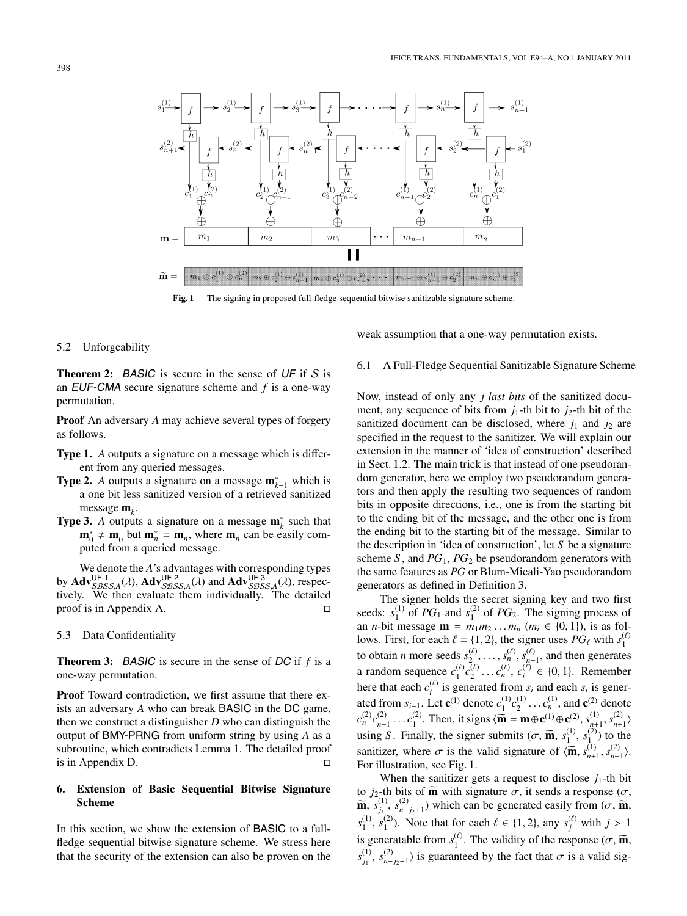$s_1^{(1)}$ $s_2^{(1)}$ $s_3^{(1)}$ $s_n^{(1)}$ $s_{n+1}^{(1)}$

$f$ $h$

$s_{n+1}^{(2)}$ $s_n^{(2)}$ $s_{n-1}^{(2)}$ $s_2^{(2)}$ $s_1^{(2)}$

$c_1^{(1)}$ $c_n^{(2)}$ $c_2^{(1)}$ $c_{n-1}^{(2)}$ $c_3^{(1)}$ $c_{n-2}^{(2)}$ $c_{n-1}^{(1)}$ $c_2^{(2)}$ $c_n^{(1)}$ $c_1^{(2)}$

$\mathbf{m} =$ $m_1$ $m_2$ $m_3$ $\cdots$ $m_{n-1}$ $m_n$

$\widetilde{\mathbf{m}} =$ $m_1 \oplus c_1^{(1)} \oplus c_n^{(2)}$ $m_2 \oplus c_2^{(1)} \oplus c_{n-1}^{(2)}$ $m_3 \oplus c_3^{(1)} \oplus c_{n-2}^{(2)}$ $\cdots$ $m_{n-1} \oplus c_{n-1}^{(1)} \oplus c_2^{(2)}$ $m_n \oplus c_n^{(1)} \oplus c_1^{(2)}$

**Fig. 1** The signing in proposed full-fledge sequential bitwise sanitizable signature scheme.

### 5.2 Unforgeability

**Theorem 2:** *BASIC* is secure in the sense of *UF* if $\mathcal{S}$ is an *EUF-CMA* secure signature scheme and $f$ is a one-way permutation.

**Proof** An adversary $A$ may achieve several types of forgery as follows.

- **Type 1.** $A$ outputs a signature on a message which is different from any queried messages.
- **Type 2.** $A$ outputs a signature on a message $\mathbf{m}_{k-1}^*$ which is a one bit less sanitized version of a retrieved sanitized message $\mathbf{m}_k$.
- **Type 3.** $A$ outputs a signature on a message $\mathbf{m}_k^*$ such that $\mathbf{m}_0^* \neq \mathbf{m}_0$ but $\mathbf{m}_n^* = \mathbf{m}_n$, where $\mathbf{m}_n$ can be easily computed from a queried message.

We denote the $A$'s advantages with corresponding types by $\mathbf{Adv}^{\mathsf{UF\text{-}1}}_{\mathcal{SBSS},A}(\lambda)$, $\mathbf{Adv}^{\mathsf{UF\text{-}2}}_{\mathcal{SBSS},A}(\lambda)$ and $\mathbf{Adv}^{\mathsf{UF\text{-}3}}_{\mathcal{SBSS},A}(\lambda)$, respectively. We then evaluate them individually. The detailed proof is in Appendix A. □

### 5.3 Data Confidentiality

**Theorem 3:** *BASIC* is secure in the sense of *DC* if $f$ is a one-way permutation.

**Proof** Toward contradiction, we first assume that there exists an adversary $A$ who can break BASIC in the DC game, then we construct a distinguisher $D$ who can distinguish the output of BMY-PRNG from uniform string by using $A$ as a subroutine, which contradicts Lemma 1. The detailed proof is in Appendix D. □

## 6. Extension of Basic Sequential Bitwise Signature Scheme

In this section, we show the extension of BASIC to a full-fledge sequential bitwise signature scheme. We stress here that the security of the extension can also be proven on the weak assumption that a one-way permutation exists.

### 6.1 A Full-Fledge Sequential Sanitizable Signature Scheme

Now, instead of only any *j last bits* of the sanitized document, any sequence of bits from $j_1$-th bit to $j_2$-th bit of the sanitized document can be disclosed, where $j_1$ and $j_2$ are specified in the request to the sanitizer. We will explain our extension in the manner of 'idea of construction' described in Sect. 1.2. The main trick is that instead of one pseudorandom generator, here we employ two pseudorandom generators and then apply the resulting two sequences of random bits in opposite directions, i.e., one is from the starting bit to the ending bit of the message, and the other one is from the ending bit to the starting bit of the message. Similar to the description in 'idea of construction', let $S$ be a signature scheme $S$, and $PG_1$, $PG_2$ be pseudorandom generators with the same features as $PG$ or Blum-Micali-Yao pseudorandom generators as defined in Definition 3.

The signer holds the secret signing key and two first seeds: $s_1^{(1)}$ of $PG_1$ and $s_1^{(2)}$ of $PG_2$. The signing process of an $n$-bit message $\mathbf{m} = m_1 m_2 \ldots m_n$ ($m_i \in \{0, 1\}$), is as follows. First, for each $\ell = \{1, 2\}$, the signer uses $PG_\ell$ with $s_1^{(\ell)}$ to obtain $n$ more seeds $s_2^{(\ell)}, \ldots, s_n^{(\ell)}, s_{n+1}^{(\ell)}$, and then generates a random sequence $c_1^{(\ell)} c_2^{(\ell)} \ldots c_n^{(\ell)}$, $c_i^{(\ell)} \in \{0, 1\}$. Remember here that each $c_i^{(\ell)}$ is generated from $s_i$ and each $s_i$ is generated from $s_{i-1}$. Let $\mathbf{c}^{(1)}$ denote $c_1^{(1)} c_2^{(1)} \ldots c_n^{(1)}$, and $\mathbf{c}^{(2)}$ denote $c_n^{(2)} c_{n-1}^{(2)} \ldots c_1^{(2)}$. Then, it signs $\langle \widetilde{\mathbf{m}} = \mathbf{m} \oplus \mathbf{c}^{(1)} \oplus \mathbf{c}^{(2)}, s_{n+1}^{(1)}, s_{n+1}^{(2)} \rangle$ using $S$. Finally, the signer submits $(\sigma, \widetilde{\mathbf{m}}, s_1^{(1)}, s_1^{(2)})$ to the sanitizer, where $\sigma$ is the valid signature of $\langle \widetilde{\mathbf{m}}, s_{n+1}^{(1)}, s_{n+1}^{(2)} \rangle$. For illustration, see Fig. 1.

When the sanitizer gets a request to disclose $j_1$-th bit to $j_2$-th bits of $\widetilde{\mathbf{m}}$ with signature $\sigma$, it sends a response $(\sigma, \widetilde{\mathbf{m}}, s_{j_1}^{(1)}, s_{n-j_2+1}^{(2)})$ which can be generated easily from $(\sigma, \widetilde{\mathbf{m}}, s_1^{(1)}, s_1^{(2)})$. Note that for each $\ell \in \{1, 2\}$, any $s_j^{(\ell)}$ with $j > 1$ is generatable from $s_1^{(\ell)}$. The validity of the response $(\sigma, \widetilde{\mathbf{m}}, s_{j_1}^{(1)}, s_{n-j_2+1}^{(2)})$ is guaranteed by the fact that $\sigma$ is a valid sig-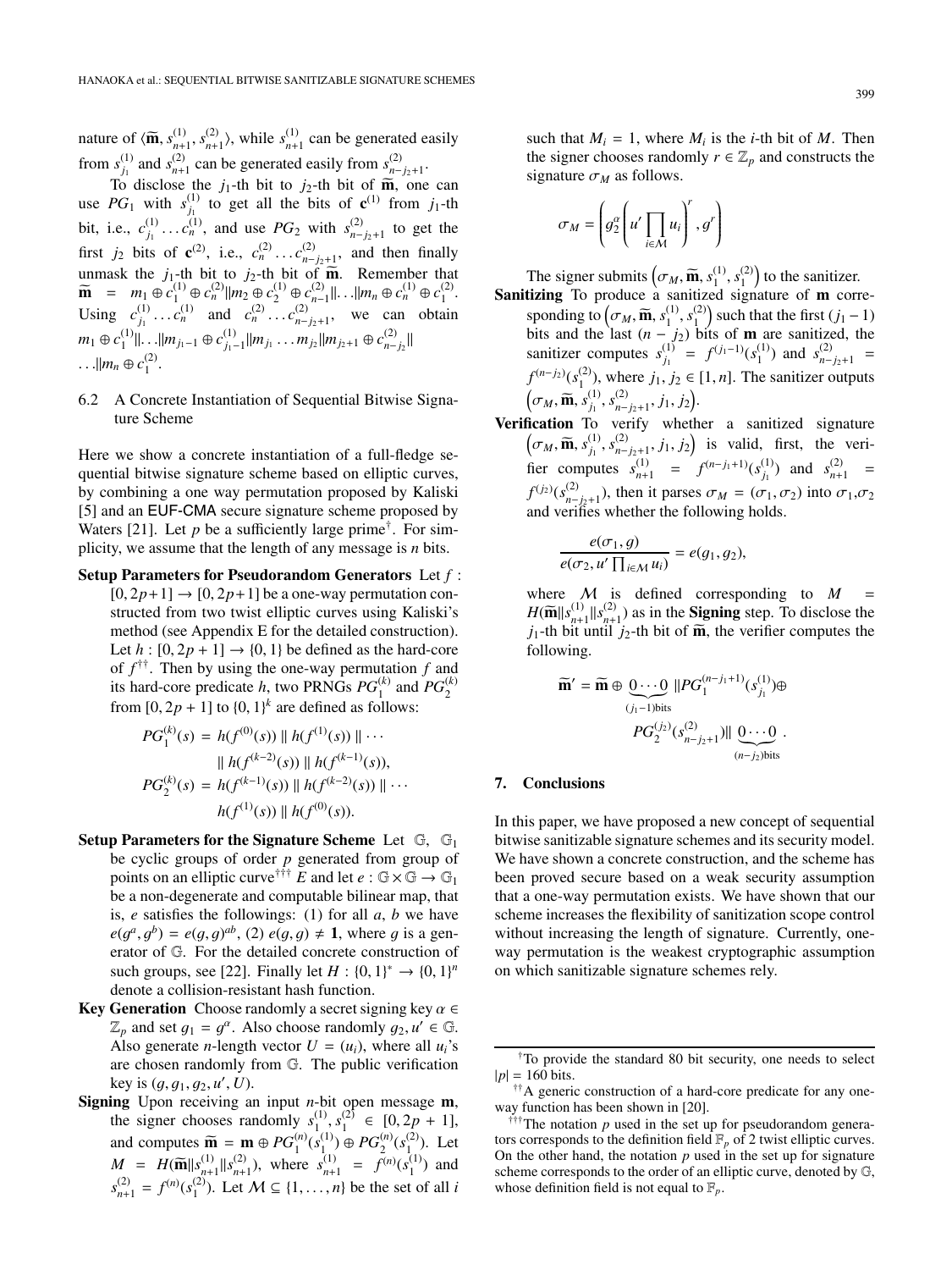nature of $\langle \widetilde{\mathbf{m}}, s_{n+1}^{(1)}, s_{n+1}^{(2)} \rangle$, while $s_{n+1}^{(1)}$ can be generated easily from $s_{j_1}^{(1)}$ and $s_{n+1}^{(2)}$ can be generated easily from $s_{n-j_2+1}^{(2)}$.

To disclose the $j_1$-th bit to $j_2$-th bit of $\widetilde{\mathbf{m}}$, one can use $PG_1$ with $s_{j_1}^{(1)}$ to get all the bits of $\mathbf{c}^{(1)}$ from $j_1$-th bit, i.e., $c_{j_1}^{(1)} \ldots c_n^{(1)}$, and use $PG_2$ with $s_{n-j_2+1}^{(2)}$ to get the first $j_2$ bits of $\mathbf{c}^{(2)}$, i.e., $c_n^{(2)} \ldots c_{n-j_2+1}^{(2)}$, and then finally unmask the $j_1$-th bit to $j_2$-th bit of $\widetilde{\mathbf{m}}$. Remember that $\widetilde{\mathbf{m}} = m_1 \oplus c_1^{(1)} \oplus c_n^{(2)} \| m_2 \oplus c_2^{(1)} \oplus c_{n-1}^{(2)} \| \ldots \| m_n \oplus c_n^{(1)} \oplus c_1^{(2)}$. Using $c_{j_1}^{(1)} \ldots c_n^{(1)}$ and $c_n^{(2)} \ldots c_{n-j_2+1}^{(2)}$, we can obtain $m_1 \oplus c_1^{(1)} \| \ldots \| m_{j_1-1} \oplus c_{j_1-1}^{(1)} \| m_{j_1} \ldots m_{j_2} \| m_{j_2+1} \oplus c_{n-j_2}^{(2)} \| \ldots \| m_n \oplus c_1^{(2)}$.

### 6.2 A Concrete Instantiation of Sequential Bitwise Signature Scheme

Here we show a concrete instantiation of a full-fledge sequential bitwise signature scheme based on elliptic curves, by combining a one way permutation proposed by Kaliski [5] and an EUF-CMA secure signature scheme proposed by Waters [21]. Let $p$ be a sufficiently large prime[†]. For simplicity, we assume that the length of any message is $n$ bits.

**Setup Parameters for Pseudorandom Generators** Let $f : [0, 2p+1] \to [0, 2p+1]$ be a one-way permutation constructed from two twist elliptic curves using Kaliski's method (see Appendix E for the detailed construction). Let $h : [0, 2p+1] \to \{0, 1\}$ be defined as the hard-core of $f$[††]. Then by using the one-way permutation $f$ and its hard-core predicate $h$, two PRNGs $PG_1^{(k)}$ and $PG_2^{(k)}$ from $[0, 2p+1]$ to $\{0, 1\}^k$ are defined as follows:

$$
\begin{aligned}
PG_1^{(k)}(s) &= h(f^{(0)}(s)) \parallel h(f^{(1)}(s)) \parallel \cdots \\
&\quad \parallel h(f^{(k-2)}(s)) \parallel h(f^{(k-1)}(s)), \\
PG_2^{(k)}(s) &= h(f^{(k-1)}(s)) \parallel h(f^{(k-2)}(s)) \parallel \cdots \\
&\quad h(f^{(1)}(s)) \parallel h(f^{(0)}(s)).
\end{aligned}
$$

**Setup Parameters for the Signature Scheme** Let $\mathbb{G}$, $\mathbb{G}_1$ be cyclic groups of order $p$ generated from group of points on an elliptic curve[†††] $E$ and let $e : \mathbb{G} \times \mathbb{G} \to \mathbb{G}_1$ be a non-degenerate and computable bilinear map, that is, $e$ satisfies the followings: (1) for all $a$, $b$ we have $e(g^a, g^b) = e(g, g)^{ab}$, (2) $e(g, g) \neq \mathbf{1}$, where $g$ is a generator of $\mathbb{G}$. For the detailed concrete construction of such groups, see [22]. Finally let $H : \{0, 1\}^* \to \{0, 1\}^n$ denote a collision-resistant hash function.

**Key Generation** Choose randomly a secret signing key $\alpha \in \mathbb{Z}_p$ and set $g_1 = g^\alpha$. Also choose randomly $g_2, u' \in \mathbb{G}$. Also generate $n$-length vector $U = (u_i)$, where all $u_i$'s are chosen randomly from $\mathbb{G}$. The public verification key is $(g, g_1, g_2, u', U)$.

**Signing** Upon receiving an input $n$-bit open message $\mathbf{m}$, the signer chooses randomly $s_1^{(1)}, s_1^{(2)} \in [0, 2p+1]$, and computes $\widetilde{\mathbf{m}} = \mathbf{m} \oplus PG_1^{(n)}(s_1^{(1)}) \oplus PG_2^{(n)}(s_1^{(2)})$. Let $M = H(\widetilde{\mathbf{m}} \| s_{n+1}^{(1)} \| s_{n+1}^{(2)})$, where $s_{n+1}^{(1)} = f^{(n)}(s_1^{(1)})$ and $s_{n+1}^{(2)} = f^{(n)}(s_1^{(2)})$. Let $\mathcal{M} \subseteq \{1, \ldots, n\}$ be the set of all $i$ such that $M_i = 1$, where $M_i$ is the $i$-th bit of $M$. Then the signer chooses randomly $r \in \mathbb{Z}_p$ and constructs the signature $\sigma_M$ as follows.

$$
\sigma_M = \left( g_2^\alpha \left( u' \prod_{i \in \mathcal{M}} u_i \right)^r, g^r \right)
$$

The signer submits $\left(\sigma_M, \widetilde{\mathbf{m}}, s_1^{(1)}, s_1^{(2)}\right)$ to the sanitizer.

**Sanitizing** To produce a sanitized signature of $\mathbf{m}$ corresponding to $\left(\sigma_M, \widetilde{\mathbf{m}}, s_1^{(1)}, s_1^{(2)}\right)$ such that the first $(j_1 - 1)$ bits and the last $(n - j_2)$ bits of $\mathbf{m}$ are sanitized, the sanitizer computes $s_{j_1}^{(1)} = f^{(j_1-1)}(s_1^{(1)})$ and $s_{n-j_2+1}^{(2)} = f^{(n-j_2)}(s_1^{(2)})$, where $j_1, j_2 \in [1, n]$. The sanitizer outputs $\left(\sigma_M, \widetilde{\mathbf{m}}, s_{j_1}^{(1)}, s_{n-j_2+1}^{(2)}, j_1, j_2\right)$.

**Verification** To verify whether a sanitized signature $\left(\sigma_M, \widetilde{\mathbf{m}}, s_{j_1}^{(1)}, s_{n-j_2+1}^{(2)}, j_1, j_2\right)$ is valid, first, the verifier computes $s_{n+1}^{(1)} = f^{(n-j_1+1)}(s_{j_1}^{(1)})$ and $s_{n+1}^{(2)} = f^{(j_2)}(s_{n-j_2+1}^{(2)})$, then it parses $\sigma_M = (\sigma_1, \sigma_2)$ into $\sigma_1$,$\sigma_2$ and verifies whether the following holds.

$$
\frac{e(\sigma_1, g)}{e(\sigma_2, u' \prod_{i \in \mathcal{M}} u_i)} = e(g_1, g_2),
$$

where $\mathcal{M}$ is defined corresponding to $M = H(\widetilde{\mathbf{m}} \| s_{n+1}^{(1)} \| s_{n+1}^{(2)})$ as in the **Signing** step. To disclose the $j_1$-th bit until $j_2$-th bit of $\widetilde{\mathbf{m}}$, the verifier computes the following.

$$
\begin{aligned}
\widetilde{\mathbf{m}}' = \widetilde{\mathbf{m}} \oplus \underbrace{0 \cdots 0}_{(j_1-1)\text{bits}} \| PG_1^{(n-j_1+1)}(s_{j_1}^{(1)}) \oplus \\
PG_2^{(j_2)}(s_{n-j_2+1}^{(2)}) \| \underbrace{0 \cdots 0}_{(n-j_2)\text{bits}}.
\end{aligned}
$$

## 7. Conclusions

In this paper, we have proposed a new concept of sequential bitwise sanitizable signature schemes and its security model. We have shown a concrete construction, and the scheme has been proved secure based on a weak security assumption that a one-way permutation exists. We have shown that our scheme increases the flexibility of sanitization scope control without increasing the length of signature. Currently, one-way permutation is the weakest cryptographic assumption on which sanitizable signature schemes rely.

---

[†] To provide the standard 80 bit security, one needs to select $|p| = 160$ bits.

[††] A generic construction of a hard-core predicate for any one-way function has been shown in [20].

[†††] The notation $p$ used in the set up for pseudorandom generators corresponds to the definition field $\mathbb{F}_p$ of 2 twist elliptic curves. On the other hand, the notation $p$ used in the set up for signature scheme corresponds to the order of an elliptic curve, denoted by $\mathbb{G}$, whose definition field is not equal to $\mathbb{F}_p$.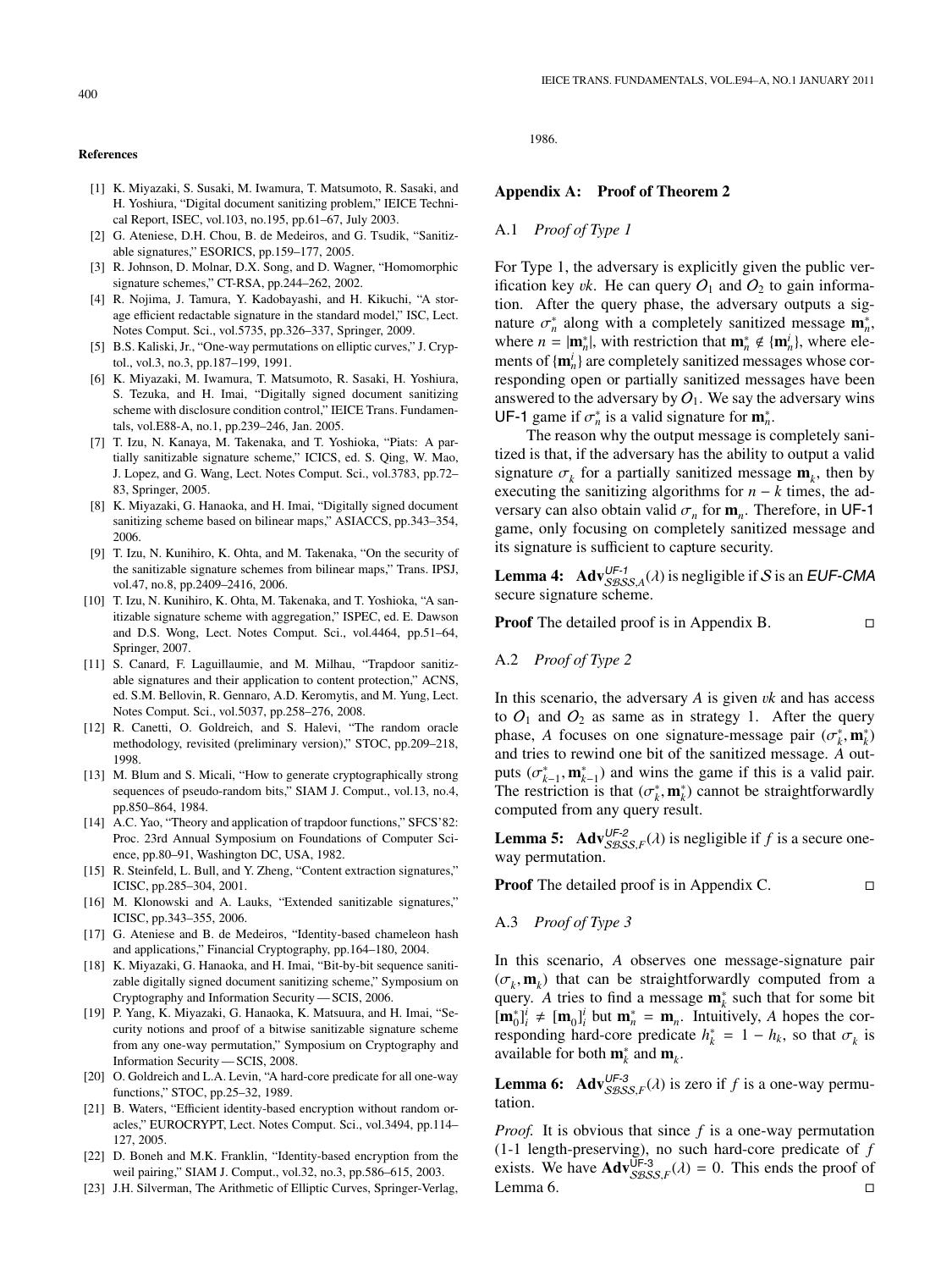## References

[1] K. Miyazaki, S. Susaki, M. Iwamura, T. Matsumoto, R. Sasaki, and H. Yoshiura, "Digital document sanitizing problem," IEICE Technical Report, ISEC, vol.103, no.195, pp.61–67, July 2003.

[2] G. Ateniese, D.H. Chou, B. de Medeiros, and G. Tsudik, "Sanitizable signatures," ESORICS, pp.159–177, 2005.

[3] R. Johnson, D. Molnar, D.X. Song, and D. Wagner, "Homomorphic signature schemes," CT-RSA, pp.244–262, 2002.

[4] R. Nojima, J. Tamura, Y. Kadobayashi, and H. Kikuchi, "A storage efficient redactable signature in the standard model," ISC, Lect. Notes Comput. Sci., vol.5735, pp.326–337, Springer, 2009.

[5] B.S. Kaliski, Jr., "One-way permutations on elliptic curves," J. Cryptol., vol.3, no.3, pp.187–199, 1991.

[6] K. Miyazaki, M. Iwamura, T. Matsumoto, R. Sasaki, H. Yoshiura, S. Tezuka, and H. Imai, "Digitally signed document sanitizing scheme with disclosure condition control," IEICE Trans. Fundamentals, vol.E88-A, no.1, pp.239–246, Jan. 2005.

[7] T. Izu, N. Kanaya, M. Takenaka, and T. Yoshioka, "Piats: A partially sanitizable signature scheme," ICICS, ed. S. Qing, W. Mao, J. Lopez, and G. Wang, Lect. Notes Comput. Sci., vol.3783, pp.72–83, Springer, 2005.

[8] K. Miyazaki, G. Hanaoka, and H. Imai, "Digitally signed document sanitizing scheme based on bilinear maps," ASIACCS, pp.343–354, 2006.

[9] T. Izu, N. Kunihiro, K. Ohta, and M. Takenaka, "On the security of the sanitizable signature schemes from bilinear maps," Trans. IPSJ, vol.47, no.8, pp.2409–2416, 2006.

[10] T. Izu, N. Kunihiro, K. Ohta, M. Takenaka, and T. Yoshioka, "A sanitizable signature scheme with aggregation," ISPEC, ed. E. Dawson and D.S. Wong, Lect. Notes Comput. Sci., vol.4464, pp.51–64, Springer, 2007.

[11] S. Canard, F. Laguillaumie, and M. Milhau, "Trapdoor sanitizable signatures and their application to content protection," ACNS, ed. S.M. Bellovin, R. Gennaro, A.D. Keromytis, and M. Yung, Lect. Notes Comput. Sci., vol.5037, pp.258–276, 2008.

[12] R. Canetti, O. Goldreich, and S. Halevi, "The random oracle methodology, revisited (preliminary version)," STOC, pp.209–218, 1998.

[13] M. Blum and S. Micali, "How to generate cryptographically strong sequences of pseudo-random bits," SIAM J. Comput., vol.13, no.4, pp.850–864, 1984.

[14] A.C. Yao, "Theory and application of trapdoor functions," SFCS'82: Proc. 23rd Annual Symposium on Foundations of Computer Science, pp.80–91, Washington DC, USA, 1982.

[15] R. Steinfeld, L. Bull, and Y. Zheng, "Content extraction signatures," ICISC, pp.285–304, 2001.

[16] M. Klonowski and A. Lauks, "Extended sanitizable signatures," ICISC, pp.343–355, 2006.

[17] G. Ateniese and B. de Medeiros, "Identity-based chameleon hash and applications," Financial Cryptography, pp.164–180, 2004.

[18] K. Miyazaki, G. Hanaoka, and H. Imai, "Bit-by-bit sequence sanitizable digitally signed document sanitizing scheme," Symposium on Cryptography and Information Security — SCIS, 2006.

[19] P. Yang, K. Miyazaki, G. Hanaoka, K. Matsuura, and H. Imai, "Security notions and proof of a bitwise sanitizable signature scheme from any one-way permutation," Symposium on Cryptography and Information Security — SCIS, 2008.

[20] O. Goldreich and L.A. Levin, "A hard-core predicate for all one-way functions," STOC, pp.25–32, 1989.

[21] B. Waters, "Efficient identity-based encryption without random oracles," EUROCRYPT, Lect. Notes Comput. Sci., vol.3494, pp.114–127, 2005.

[22] D. Boneh and M.K. Franklin, "Identity-based encryption from the weil pairing," SIAM J. Comput., vol.32, no.3, pp.586–615, 2003.

[23] J.H. Silverman, The Arithmetic of Elliptic Curves, Springer-Verlag, 1986.

## Appendix A: Proof of Theorem 2

### A.1 *Proof of Type 1*

For Type 1, the adversary is explicitly given the public verification key $vk$. He can query $O_1$ and $O_2$ to gain information. After the query phase, the adversary outputs a signature $\sigma_n^*$ along with a completely sanitized message $\mathbf{m}_n^*$, where $n = |\mathbf{m}_n^*|$, with restriction that $\mathbf{m}_n^* \notin \{\mathbf{m}_n^i\}$, where elements of $\{\mathbf{m}_n^i\}$ are completely sanitized messages whose corresponding open or partially sanitized messages have been answered to the adversary by $O_1$. We say the adversary wins UF-1 game if $\sigma_n^*$ is a valid signature for $\mathbf{m}_n^*$.

The reason why the output message is completely sanitized is that, if the adversary has the ability to output a valid signature $\sigma_k$ for a partially sanitized message $\mathbf{m}_k$, then by executing the sanitizing algorithms for $n - k$ times, the adversary can also obtain valid $\sigma_n$ for $\mathbf{m}_n$. Therefore, in UF-1 game, only focusing on completely sanitized message and its signature is sufficient to capture security.

**Lemma 4:** $\mathbf{Adv}^{UF\text{-}1}_{\mathcal{SBSS},A}(\lambda)$ is negligible if $\mathcal{S}$ is an *EUF-CMA* secure signature scheme.

**Proof** The detailed proof is in Appendix B. □

### A.2 *Proof of Type 2*

In this scenario, the adversary $A$ is given $vk$ and has access to $O_1$ and $O_2$ as same as in strategy 1. After the query phase, $A$ focuses on one signature-message pair $(\sigma_k^*, \mathbf{m}_k^*)$ and tries to rewind one bit of the sanitized message. $A$ outputs $(\sigma_{k-1}^*, \mathbf{m}_{k-1}^*)$ and wins the game if this is a valid pair. The restriction is that $(\sigma_k^*, \mathbf{m}_k^*)$ cannot be straightforwardly computed from any query result.

**Lemma 5:** $\mathbf{Adv}^{UF\text{-}2}_{\mathcal{SBSS},F}(\lambda)$ is negligible if $f$ is a secure one-way permutation.

**Proof** The detailed proof is in Appendix C. □

### A.3 *Proof of Type 3*

In this scenario, $A$ observes one message-signature pair $(\sigma_k, \mathbf{m}_k)$ that can be straightforwardly computed from a query. $A$ tries to find a message $\mathbf{m}_k^*$ such that for some bit $[\mathbf{m}_0^*]_i^i \neq [\mathbf{m}_0]_i^i$ but $\mathbf{m}_n^* = \mathbf{m}_n$. Intuitively, $A$ hopes the corresponding hard-core predicate $h_k^* = 1 - h_k$, so that $\sigma_k$ is available for both $\mathbf{m}_k^*$ and $\mathbf{m}_k$.

**Lemma 6:** $\mathbf{Adv}^{UF\text{-}3}_{\mathcal{SBSS},F}(\lambda)$ is zero if $f$ is a one-way permutation.

*Proof.* It is obvious that since $f$ is a one-way permutation (1-1 length-preserving), no such hard-core predicate of $f$ exists. We have $\mathbf{Adv}^{\mathsf{UF\text{-}3}}_{\mathcal{SBSS},F}(\lambda) = 0$. This ends the proof of Lemma 6. □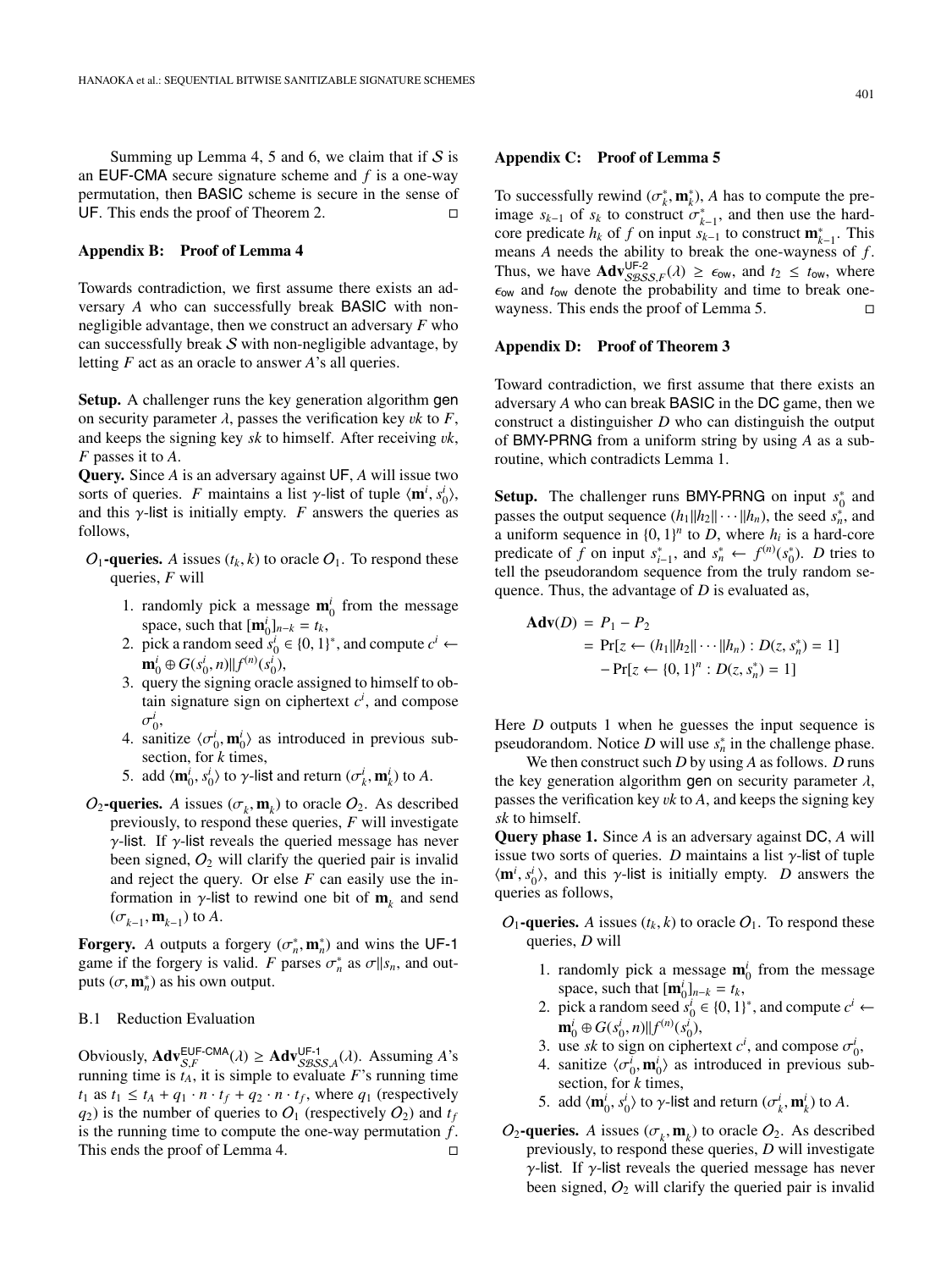Summing up Lemma 4, 5 and 6, we claim that if $\mathcal{S}$ is an EUF-CMA secure signature scheme and $f$ is a one-way permutation, then BASIC scheme is secure in the sense of UF. This ends the proof of Theorem 2. □

## Appendix B: Proof of Lemma 4

Towards contradiction, we first assume there exists an adversary $A$ who can successfully break BASIC with non-negligible advantage, then we construct an adversary $F$ who can successfully break $\mathcal{S}$ with non-negligible advantage, by letting $F$ act as an oracle to answer $A$'s all queries.

**Setup.** A challenger runs the key generation algorithm gen on security parameter $\lambda$, passes the verification key $vk$ to $F$, and keeps the signing key $sk$ to himself. After receiving $vk$, $F$ passes it to $A$.

**Query.** Since $A$ is an adversary against UF, $A$ will issue two sorts of queries. $F$ maintains a list $\gamma$-list of tuple $\langle \mathbf{m}^i, s_0^i \rangle$, and this $\gamma$-list is initially empty. $F$ answers the queries as follows,

$O_1$**-queries.** $A$ issues $(t_k, k)$ to oracle $O_1$. To respond these queries, $F$ will

1. randomly pick a message $\mathbf{m}_0^i$ from the message space, such that $[\mathbf{m}_0^i]_{n-k} = t_k$,
2. pick a random seed $s_0^i \in \{0,1\}^*$, and compute $c^i \leftarrow \mathbf{m}_0^i \oplus G(s_0^i, n) \| f^{(n)}(s_0^i)$,
3. query the signing oracle assigned to himself to obtain signature sign on ciphertext $c^i$, and compose $\sigma_0^i$,
4. sanitize $\langle \sigma_0^i, \mathbf{m}_0^i \rangle$ as introduced in previous subsection, for $k$ times,
5. add $\langle \mathbf{m}_0^i, s_0^i \rangle$ to $\gamma$-list and return $(\sigma_k^i, \mathbf{m}_k^i)$ to $A$.

$O_2$**-queries.** $A$ issues $(\sigma_k, \mathbf{m}_k)$ to oracle $O_2$. As described previously, to respond these queries, $F$ will investigate $\gamma$-list. If $\gamma$-list reveals the queried message has never been signed, $O_2$ will clarify the queried pair is invalid and reject the query. Or else $F$ can easily use the information in $\gamma$-list to rewind one bit of $\mathbf{m}_k$ and send $(\sigma_{k-1}, \mathbf{m}_{k-1})$ to $A$.

**Forgery.** $A$ outputs a forgery $(\sigma_n^*, \mathbf{m}_n^*)$ and wins the UF-1 game if the forgery is valid. $F$ parses $\sigma_n^*$ as $\sigma \| s_n$, and outputs $(\sigma, \mathbf{m}_n^*)$ as his own output.

### B.1 Reduction Evaluation

Obviously, $\mathbf{Adv}^{\mathsf{EUF\text{-}CMA}}_{\mathcal{S},F}(\lambda) \geq \mathbf{Adv}^{\mathsf{UF\text{-}1}}_{\mathcal{SBSS},A}(\lambda)$. Assuming $A$'s running time is $t_A$, it is simple to evaluate $F$'s running time $t_1$ as $t_1 \leq t_A + q_1 \cdot n \cdot t_f + q_2 \cdot n \cdot t_f$, where $q_1$ (respectively $q_2$) is the number of queries to $O_1$ (respectively $O_2$) and $t_f$ is the running time to compute the one-way permutation $f$. This ends the proof of Lemma 4. □

## Appendix C: Proof of Lemma 5

To successfully rewind $(\sigma_k^*, \mathbf{m}_k^*)$, $A$ has to compute the preimage $s_{k-1}$ of $s_k$ to construct $\sigma_{k-1}^*$, and then use the hardcore predicate $h_k$ of $f$ on input $s_{k-1}$ to construct $\mathbf{m}_{k-1}^*$. This means $A$ needs the ability to break the one-wayness of $f$. Thus, we have $\mathbf{Adv}^{\mathsf{UF\text{-}2}}_{\mathcal{SBSS},F}(\lambda) \geq \epsilon_{\mathsf{ow}}$, and $t_2 \leq t_{\mathsf{ow}}$, where $\epsilon_{\mathsf{ow}}$ and $t_{\mathsf{ow}}$ denote the probability and time to break one-wayness. This ends the proof of Lemma 5. □

## Appendix D: Proof of Theorem 3

Toward contradiction, we first assume that there exists an adversary $A$ who can break BASIC in the DC game, then we construct a distinguisher $D$ who can distinguish the output of BMY-PRNG from a uniform string by using $A$ as a subroutine, which contradicts Lemma 1.

**Setup.** The challenger runs BMY-PRNG on input $s_0^*$ and passes the output sequence $(h_1 \| h_2 \| \cdots \| h_n)$, the seed $s_n^*$, and a uniform sequence in $\{0,1\}^n$ to $D$, where $h_i$ is a hard-core predicate of $f$ on input $s_{i-1}^*$, and $s_n^* \leftarrow f^{(n)}(s_0^*)$. $D$ tries to tell the pseudorandom sequence from the truly random sequence. Thus, the advantage of $D$ is evaluated as,

$$
\begin{aligned}
\mathbf{Adv}(D) &= P_1 - P_2 \\
&= \Pr[z \leftarrow (h_1 \| h_2 \| \cdots \| h_n) : D(z, s_n^*) = 1] \\
&\quad - \Pr[z \leftarrow \{0,1\}^n : D(z, s_n^*) = 1]
\end{aligned}
$$

Here $D$ outputs 1 when he guesses the input sequence is pseudorandom. Notice $D$ will use $s_n^*$ in the challenge phase.

We then construct such $D$ by using $A$ as follows. $D$ runs the key generation algorithm gen on security parameter $\lambda$, passes the verification key $vk$ to $A$, and keeps the signing key $sk$ to himself.

**Query phase 1.** Since $A$ is an adversary against DC, $A$ will issue two sorts of queries. $D$ maintains a list $\gamma$-list of tuple $\langle \mathbf{m}^i, s_0^i \rangle$, and this $\gamma$-list is initially empty. $D$ answers the queries as follows,

$O_1$**-queries.** $A$ issues $(t_k, k)$ to oracle $O_1$. To respond these queries, $D$ will

1. randomly pick a message $\mathbf{m}_0^i$ from the message space, such that $[\mathbf{m}_0^i]_{n-k} = t_k$,
2. pick a random seed $s_0^i \in \{0,1\}^*$, and compute $c^i \leftarrow \mathbf{m}_0^i \oplus G(s_0^i, n) \| f^{(n)}(s_0^i)$,
3. use $sk$ to sign on ciphertext $c^i$, and compose $\sigma_0^i$,
4. sanitize $\langle \sigma_0^i, \mathbf{m}_0^i \rangle$ as introduced in previous subsection, for $k$ times,
5. add $\langle \mathbf{m}_0^i, s_0^i \rangle$ to $\gamma$-list and return $(\sigma_k^i, \mathbf{m}_k^i)$ to $A$.

$O_2$**-queries.** $A$ issues $(\sigma_k, \mathbf{m}_k)$ to oracle $O_2$. As described previously, to respond these queries, $D$ will investigate $\gamma$-list. If $\gamma$-list reveals the queried message has never been signed, $O_2$ will clarify the queried pair is invalid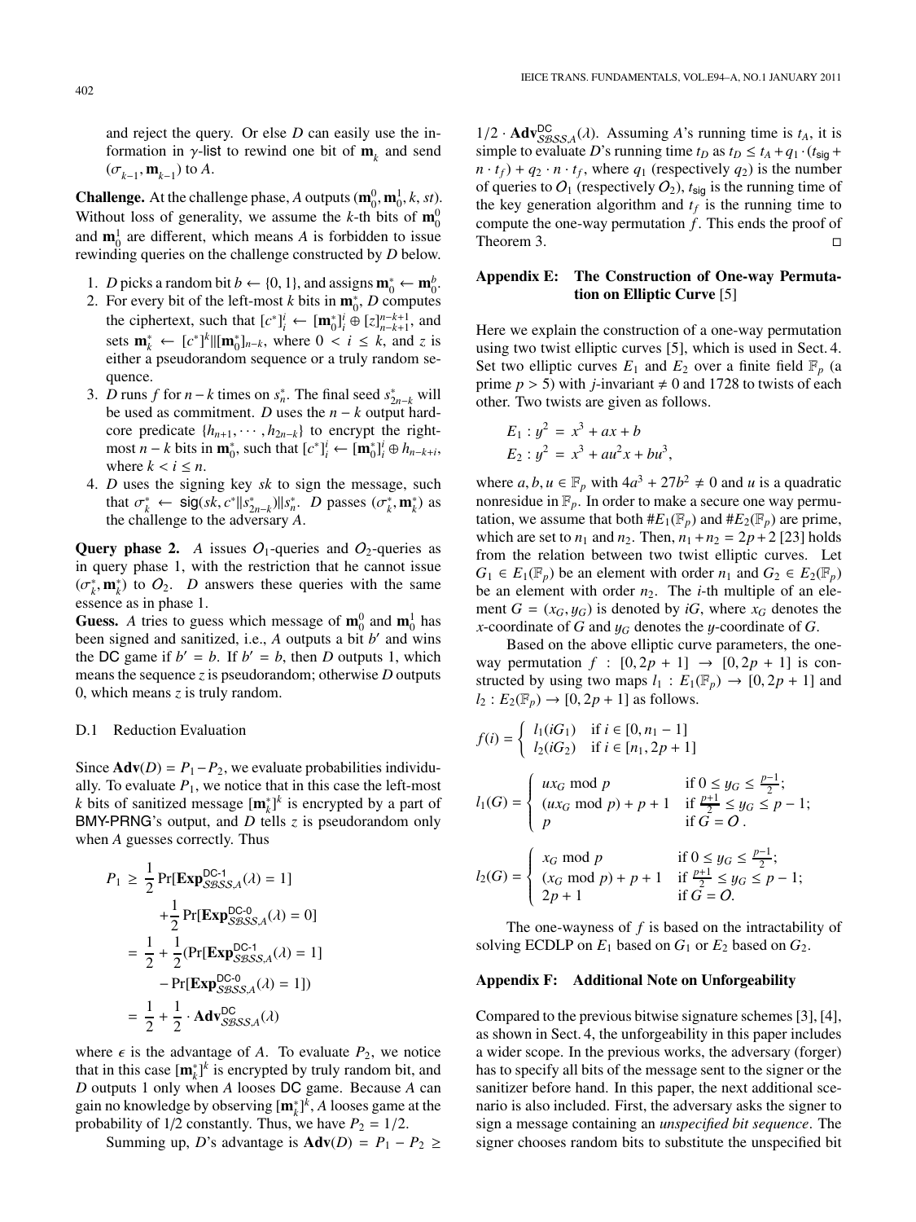and reject the query. Or else $D$ can easily use the information in $\gamma$-list to rewind one bit of $\mathbf{m}_k$ and send $(\sigma_{k-1}, \mathbf{m}_{k-1})$ to $A$.

**Challenge.** At the challenge phase, $A$ outputs $(\mathbf{m}_0^0, \mathbf{m}_0^1, k, st)$. Without loss of generality, we assume the $k$-th bits of $\mathbf{m}_0^0$ and $\mathbf{m}_0^1$ are different, which means $A$ is forbidden to issue rewinding queries on the challenge constructed by $D$ below.

1. $D$ picks a random bit $b \leftarrow \{0, 1\}$, and assigns $\mathbf{m}_0^* \leftarrow \mathbf{m}_0^b$.
2. For every bit of the left-most $k$ bits in $\mathbf{m}_0^*$, $D$ computes the ciphertext, such that $[c^*]_i^i \leftarrow [\mathbf{m}_0^*]_i^i \oplus [z]_{n-k+1}^{n-k+1}$, and sets $\mathbf{m}_k^* \leftarrow [c^*]^k \| [\mathbf{m}_0^*]_{n-k}$, where $0 < i \leq k$, and $z$ is either a pseudorandom sequence or a truly random sequence.
3. $D$ runs $f$ for $n-k$ times on $s_n^*$. The final seed $s_{2n-k}^*$ will be used as commitment. $D$ uses the $n-k$ output hardcore predicate $\{h_{n+1}, \cdots, h_{2n-k}\}$ to encrypt the rightmost $n-k$ bits in $\mathbf{m}_0^*$, such that $[c^*]_i^i \leftarrow [\mathbf{m}_0^*]_i^i \oplus h_{n-k+i}$, where $k < i \leq n$.
4. $D$ uses the signing key $sk$ to sign the message, such that $\sigma_k^* \leftarrow \mathsf{sig}(sk, c^* \| s_{2n-k}^*) \| s_n^*$. $D$ passes $(\sigma_k^*, \mathbf{m}_k^*)$ as the challenge to the adversary $A$.

**Query phase 2.** $A$ issues $O_1$-queries and $O_2$-queries as in query phase 1, with the restriction that he cannot issue $(\sigma_k^*, \mathbf{m}_k^*)$ to $O_2$. $D$ answers these queries with the same essence as in phase 1.

**Guess.** $A$ tries to guess which message of $\mathbf{m}_0^0$ and $\mathbf{m}_0^1$ has been signed and sanitized, i.e., $A$ outputs a bit $b'$ and wins the DC game if $b' = b$. If $b' = b$, then $D$ outputs 1, which means the sequence $z$ is pseudorandom; otherwise $D$ outputs 0, which means $z$ is truly random.

### D.1 Reduction Evaluation

Since $\mathbf{Adv}(D) = P_1 - P_2$, we evaluate probabilities individually. To evaluate $P_1$, we notice that in this case the left-most $k$ bits of sanitized message $[\mathbf{m}_k^*]^k$ is encrypted by a part of BMY-PRNG's output, and $D$ tells $z$ is pseudorandom only when $A$ guesses correctly. Thus

$$
\begin{aligned}
P_1 &\geq \frac{1}{2}\Pr[\mathbf{Exp}^{\mathsf{DC\text{-}1}}_{\mathcal{SBSS},A}(\lambda) = 1] \\
&\quad + \frac{1}{2}\Pr[\mathbf{Exp}^{\mathsf{DC\text{-}0}}_{\mathcal{SBSS},A}(\lambda) = 0] \\
&= \frac{1}{2} + \frac{1}{2}(\Pr[\mathbf{Exp}^{\mathsf{DC\text{-}1}}_{\mathcal{SBSS},A}(\lambda) = 1] \\
&\quad - \Pr[\mathbf{Exp}^{\mathsf{DC\text{-}0}}_{\mathcal{SBSS},A}(\lambda) = 1]) \\
&= \frac{1}{2} + \frac{1}{2}\cdot \mathbf{Adv}^{\mathsf{DC}}_{\mathcal{SBSS},A}(\lambda)
\end{aligned}
$$

where $\epsilon$ is the advantage of $A$. To evaluate $P_2$, we notice that in this case $[\mathbf{m}_k^*]^k$ is encrypted by truly random bit, and $D$ outputs 1 only when $A$ looses DC game. Because $A$ can gain no knowledge by observing $[\mathbf{m}_k^*]^k$, $A$ looses game at the probability of 1/2 constantly. Thus, we have $P_2 = 1/2$.

Summing up, $D$'s advantage is $\mathbf{Adv}(D) = P_1 - P_2 \geq 1/2 \cdot \mathbf{Adv}^{\mathsf{DC}}_{\mathcal{SBSS},A}(\lambda)$. Assuming $A$'s running time is $t_A$, it is simple to evaluate $D$'s running time $t_D$ as $t_D \leq t_A + q_1 \cdot (t_{\mathsf{sig}} + n \cdot t_f) + q_2 \cdot n \cdot t_f$, where $q_1$ (respectively $q_2$) is the number of queries to $O_1$ (respectively $O_2$), $t_{\mathsf{sig}}$ is the running time of the key generation algorithm and $t_f$ is the running time to compute the one-way permutation $f$. This ends the proof of Theorem 3. □

## Appendix E: The Construction of One-way Permutation on Elliptic Curve [5]

Here we explain the construction of a one-way permutation using two twist elliptic curves [5], which is used in Sect. 4. Set two elliptic curves $E_1$ and $E_2$ over a finite field $\mathbb{F}_p$ (a prime $p > 5$) with $j$-invariant $\neq 0$ and 1728 to twists of each other. Two twists are given as follows.

$$
\begin{aligned}
E_1 &: y^2 = x^3 + ax + b \\
E_2 &: y^2 = x^3 + au^2x + bu^3,
\end{aligned}
$$

where $a, b, u \in \mathbb{F}_p$ with $4a^3 + 27b^2 \neq 0$ and $u$ is a quadratic nonresidue in $\mathbb{F}_p$. In order to make a secure one way permutation, we assume that both $\#E_1(\mathbb{F}_p)$ and $\#E_2(\mathbb{F}_p)$ are prime, which are set to $n_1$ and $n_2$. Then, $n_1 + n_2 = 2p + 2$ [23] holds from the relation between two twist elliptic curves. Let $G_1 \in E_1(\mathbb{F}_p)$ be an element with order $n_1$ and $G_2 \in E_2(\mathbb{F}_p)$ be an element with order $n_2$. The $i$-th multiple of an element $G = (x_G, y_G)$ is denoted by $iG$, where $x_G$ denotes the $x$-coordinate of $G$ and $y_G$ denotes the $y$-coordinate of $G$.

Based on the above elliptic curve parameters, the one-way permutation $f : [0, 2p+1] \rightarrow [0, 2p+1]$ is constructed by using two maps $l_1 : E_1(\mathbb{F}_p) \rightarrow [0, 2p+1]$ and $l_2 : E_2(\mathbb{F}_p) \rightarrow [0, 2p+1]$ as follows.

$$
f(i) = \begin{cases} l_1(iG_1) & \text{if } i \in [0, n_1 - 1] \\ l_2(iG_2) & \text{if } i \in [n_1, 2p+1] \end{cases}
$$

$$
l_1(G) = \begin{cases} ux_G \bmod p & \text{if } 0 \leq y_G \leq \frac{p-1}{2}; \\ (ux_G \bmod p) + p + 1 & \text{if } \frac{p+1}{2} \leq y_G \leq p-1; \\ p & \text{if } G = \mathcal{O}. \end{cases}
$$

$$
l_2(G) = \begin{cases} x_G \bmod p & \text{if } 0 \leq y_G \leq \frac{p-1}{2}; \\ (x_G \bmod p) + p + 1 & \text{if } \frac{p+1}{2} \leq y_G \leq p-1; \\ 2p+1 & \text{if } G = \mathcal{O}. \end{cases}
$$

The one-wayness of $f$ is based on the intractability of solving ECDLP on $E_1$ based on $G_1$ or $E_2$ based on $G_2$.

## Appendix F: Additional Note on Unforgeability

Compared to the previous bitwise signature schemes [3], [4], as shown in Sect. 4, the unforgeability in this paper includes a wider scope. In the previous works, the adversary (forger) has to specify all bits of the message sent to the signer or the sanitizer before hand. In this paper, the next additional scenario is also included. First, the adversary asks the signer to sign a message containing an *unspecified bit sequence*. The signer chooses random bits to substitute the unspecified bit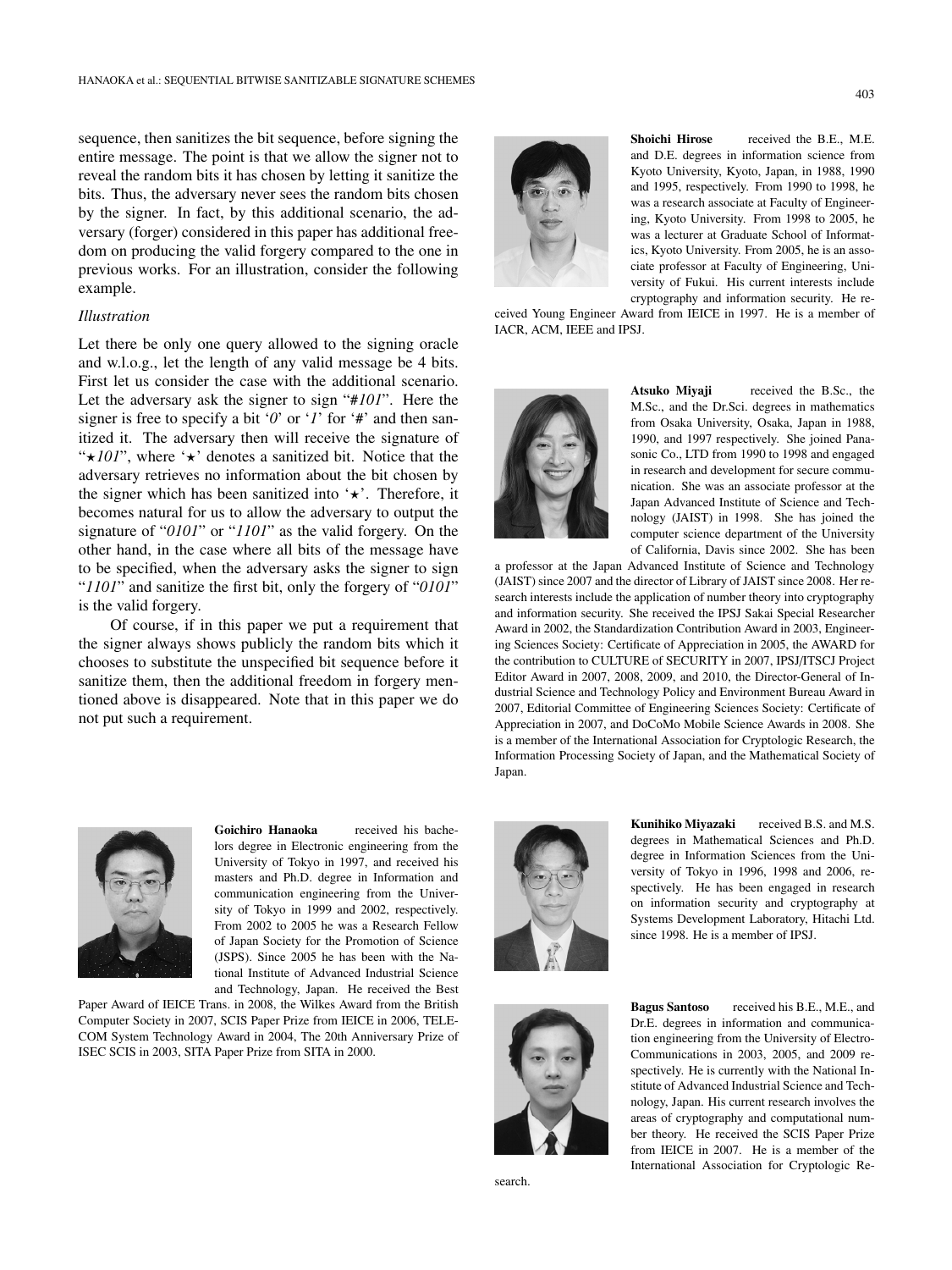sequence, then sanitizes the bit sequence, before signing the entire message. The point is that we allow the signer not to reveal the random bits it has chosen by letting it sanitize the bits. Thus, the adversary never sees the random bits chosen by the signer. In fact, by this additional scenario, the adversary (forger) considered in this paper has additional freedom on producing the valid forgery compared to the one in previous works. For an illustration, consider the following example.

*Illustration*

Let there be only one query allowed to the signing oracle and w.l.o.g., let the length of any valid message be 4 bits. First let us consider the case with the additional scenario. Let the adversary ask the signer to sign "*#101*". Here the signer is free to specify a bit '*0*' or '*1*' for '*#*' and then sanitized it. The adversary then will receive the signature of "$\star$*101*", where '$\star$' denotes a sanitized bit. Notice that the adversary retrieves no information about the bit chosen by the signer which has been sanitized into '$\star$'. Therefore, it becomes natural for us to allow the adversary to output the signature of "*0101*" or "*1101*" as the valid forgery. On the other hand, in the case where all bits of the message have to be specified, when the adversary asks the signer to sign "*1101*" and sanitize the first bit, only the forgery of "*0101*" is the valid forgery.

Of course, if in this paper we put a requirement that the signer always shows publicly the random bits which it chooses to substitute the unspecified bit sequence before it sanitize them, then the additional freedom in forgery mentioned above is disappeared. Note that in this paper we do not put such a requirement.

**Goichiro Hanaoka** received his bachelors degree in Electronic engineering from the University of Tokyo in 1997, and received his masters and Ph.D. degree in Information and communication engineering from the University of Tokyo in 1999 and 2002, respectively. From 2002 to 2005 he was a Research Fellow of Japan Society for the Promotion of Science (JSPS). Since 2005 he has been with the National Institute of Advanced Industrial Science and Technology, Japan. He received the Best Paper Award of IEICE Trans. in 2008, the Wilkes Award from the British Computer Society in 2007, SCIS Paper Prize from IEICE in 2006, TELECOM System Technology Award in 2004, The 20th Anniversary Prize of ISEC SCIS in 2003, SITA Paper Prize from SITA in 2000.

**Shoichi Hirose** received the B.E., M.E. and D.E. degrees in information science from Kyoto University, Kyoto, Japan, in 1988, 1990 and 1995, respectively. From 1990 to 1998, he was a research associate at Faculty of Engineering, Kyoto University. From 1998 to 2005, he was a lecturer at Graduate School of Informatics, Kyoto University. From 2005, he is an associate professor at Faculty of Engineering, University of Fukui. His current interests include cryptography and information security. He received Young Engineer Award from IEICE in 1997. He is a member of IACR, ACM, IEEE and IPSJ.

**Atsuko Miyaji** received the B.Sc., the M.Sc., and the Dr.Sci. degrees in mathematics from Osaka University, Osaka, Japan in 1988, 1990, and 1997 respectively. She joined Panasonic Co., LTD from 1990 to 1998 and engaged in research and development for secure communication. She was an associate professor at the Japan Advanced Institute of Science and Technology (JAIST) in 1998. She has joined the computer science department of the University of California, Davis since 2002. She has been a professor at the Japan Advanced Institute of Science and Technology (JAIST) since 2007 and the director of Library of JAIST since 2008. Her research interests include the application of number theory into cryptography and information security. She received the IPSJ Sakai Special Researcher Award in 2002, the Standardization Contribution Award in 2003, Engineering Sciences Society: Certificate of Appreciation in 2005, the AWARD for the contribution to CULTURE of SECURITY in 2007, IPSJ/ITSCJ Project Editor Award in 2007, 2008, 2009, and 2010, the Director-General of Industrial Science and Technology Policy and Environment Bureau Award in 2007, Editorial Committee of Engineering Sciences Society: Certificate of Appreciation in 2007, and DoCoMo Mobile Science Awards in 2008. She is a member of the International Association for Cryptologic Research, the Information Processing Society of Japan, and the Mathematical Society of Japan.

**Kunihiko Miyazaki** received B.S. and M.S. degrees in Mathematical Sciences and Ph.D. degree in Information Sciences from the University of Tokyo in 1996, 1998 and 2006, respectively. He has been engaged in research on information security and cryptography at Systems Development Laboratory, Hitachi Ltd. since 1998. He is a member of IPSJ.

**Bagus Santoso** received his B.E., M.E., and Dr.E. degrees in information and communication engineering from the University of Electro-Communications in 2003, 2005, and 2009 respectively. He is currently with the National Institute of Advanced Industrial Science and Technology, Japan. His current research involves the areas of cryptography and computational number theory. He received the SCIS Paper Prize from IEICE in 2007. He is a member of the International Association for Cryptologic Research.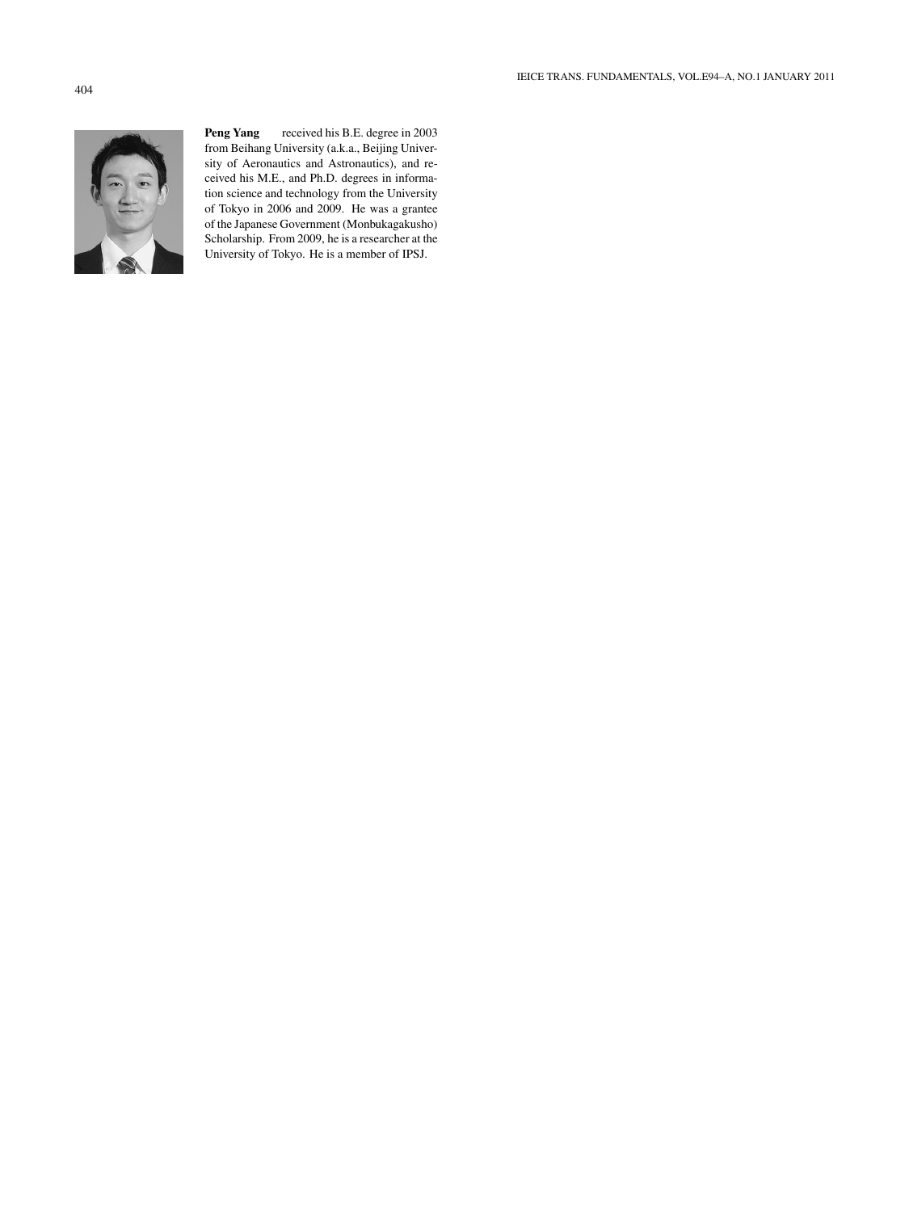**Peng Yang** received his B.E. degree in 2003 from Beihang University (a.k.a., Beijing University of Aeronautics and Astronautics), and received his M.E., and Ph.D. degrees in information science and technology from the University of Tokyo in 2006 and 2009. He was a grantee of the Japanese Government (Monbukagakusho) Scholarship. From 2009, he is a researcher at the University of Tokyo. He is a member of IPSJ.